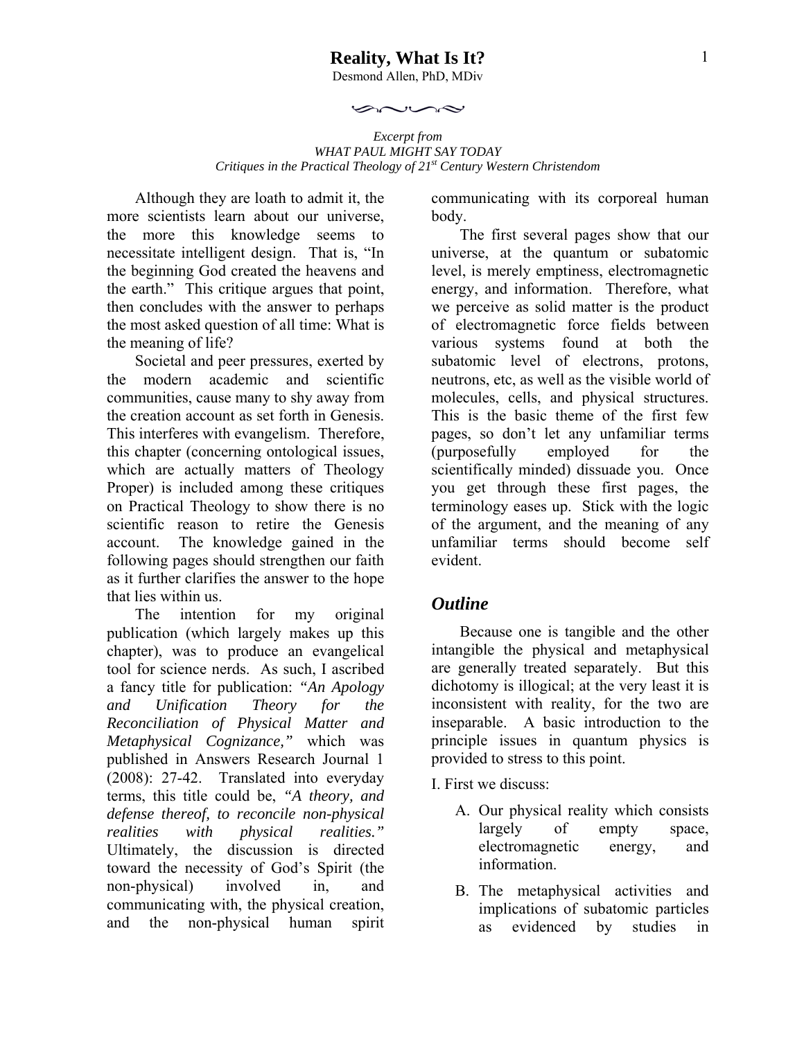# Reality, What Is It?

Desmond Allen, PhD, MDiv

*Excerpt from*
*WHAT PAUL MIGHT SAY TODAY*
*Critiques in the Practical Theology of 21st Century Western Christendom*

Although they are loath to admit it, the more scientists learn about our universe, the more this knowledge seems to necessitate intelligent design. That is, "In the beginning God created the heavens and the earth." This critique argues that point, then concludes with the answer to perhaps the most asked question of all time: What is the meaning of life?

Societal and peer pressures, exerted by the modern academic and scientific communities, cause many to shy away from the creation account as set forth in Genesis. This interferes with evangelism. Therefore, this chapter (concerning ontological issues, which are actually matters of Theology Proper) is included among these critiques on Practical Theology to show there is no scientific reason to retire the Genesis account. The knowledge gained in the following pages should strengthen our faith as it further clarifies the answer to the hope that lies within us.

The intention for my original publication (which largely makes up this chapter), was to produce an evangelical tool for science nerds. As such, I ascribed a fancy title for publication: *"An Apology and Unification Theory for the Reconciliation of Physical Matter and Metaphysical Cognizance,"* which was published in Answers Research Journal 1 (2008): 27-42. Translated into everyday terms, this title could be, *"A theory, and defense thereof, to reconcile non-physical realities with physical realities."* Ultimately, the discussion is directed toward the necessity of God's Spirit (the non-physical) involved in, and communicating with, the physical creation, and the non-physical human spirit communicating with its corporeal human body.

The first several pages show that our universe, at the quantum or subatomic level, is merely emptiness, electromagnetic energy, and information. Therefore, what we perceive as solid matter is the product of electromagnetic force fields between various systems found at both the subatomic level of electrons, protons, neutrons, etc, as well as the visible world of molecules, cells, and physical structures. This is the basic theme of the first few pages, so don't let any unfamiliar terms (purposefully employed for the scientifically minded) dissuade you. Once you get through these first pages, the terminology eases up. Stick with the logic of the argument, and the meaning of any unfamiliar terms should become self evident.

## *Outline*

Because one is tangible and the other intangible the physical and metaphysical are generally treated separately. But this dichotomy is illogical; at the very least it is inconsistent with reality, for the two are inseparable. A basic introduction to the principle issues in quantum physics is provided to stress to this point.

I. First we discuss:

A. Our physical reality which consists largely of empty space, electromagnetic energy, and information.

B. The metaphysical activities and implications of subatomic particles as evidenced by studies in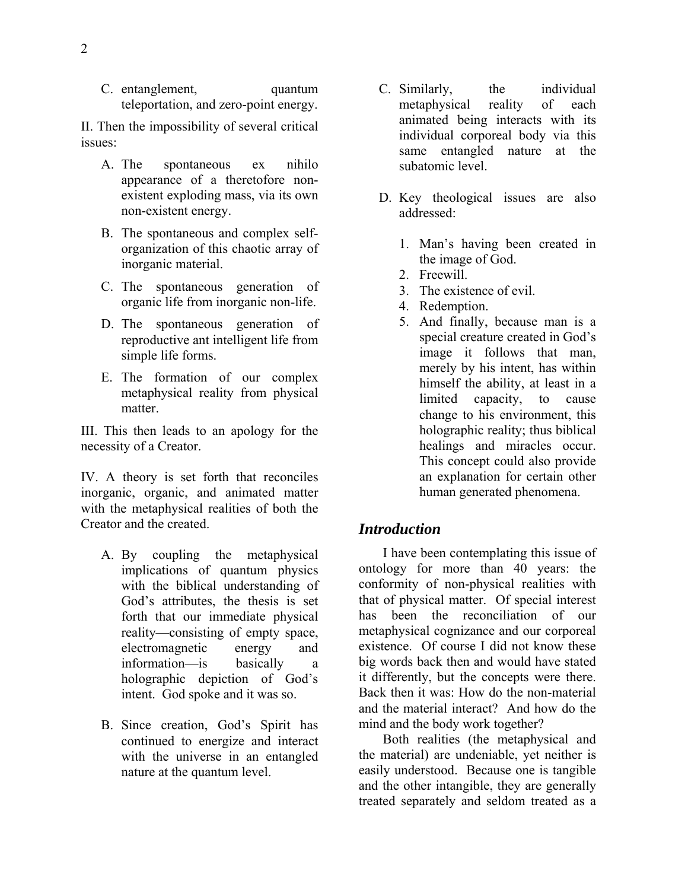C. entanglement, quantum teleportation, and zero-point energy.

II. Then the impossibility of several critical issues:

A. The spontaneous ex nihilo appearance of a theretofore non-existent exploding mass, via its own non-existent energy.

B. The spontaneous and complex self-organization of this chaotic array of inorganic material.

C. The spontaneous generation of organic life from inorganic non-life.

D. The spontaneous generation of reproductive ant intelligent life from simple life forms.

E. The formation of our complex metaphysical reality from physical matter.

III. This then leads to an apology for the necessity of a Creator.

IV. A theory is set forth that reconciles inorganic, organic, and animated matter with the metaphysical realities of both the Creator and the created.

A. By coupling the metaphysical implications of quantum physics with the biblical understanding of God's attributes, the thesis is set forth that our immediate physical reality—consisting of empty space, electromagnetic energy and information—is basically a holographic depiction of God's intent. God spoke and it was so.

B. Since creation, God's Spirit has continued to energize and interact with the universe in an entangled nature at the quantum level.

C. Similarly, the individual metaphysical reality of each animated being interacts with its individual corporeal body via this same entangled nature at the subatomic level.

D. Key theological issues are also addressed:

1. Man's having been created in the image of God.
2. Freewill.
3. The existence of evil.
4. Redemption.
5. And finally, because man is a special creature created in God's image it follows that man, merely by his intent, has within himself the ability, at least in a limited capacity, to cause change to his environment, this holographic reality; thus biblical healings and miracles occur. This concept could also provide an explanation for certain other human generated phenomena.

## *Introduction*

I have been contemplating this issue of ontology for more than 40 years: the conformity of non-physical realities with that of physical matter. Of special interest has been the reconciliation of our metaphysical cognizance and our corporeal existence. Of course I did not know these big words back then and would have stated it differently, but the concepts were there. Back then it was: How do the non-material and the material interact? And how do the mind and the body work together?

Both realities (the metaphysical and the material) are undeniable, yet neither is easily understood. Because one is tangible and the other intangible, they are generally treated separately and seldom treated as a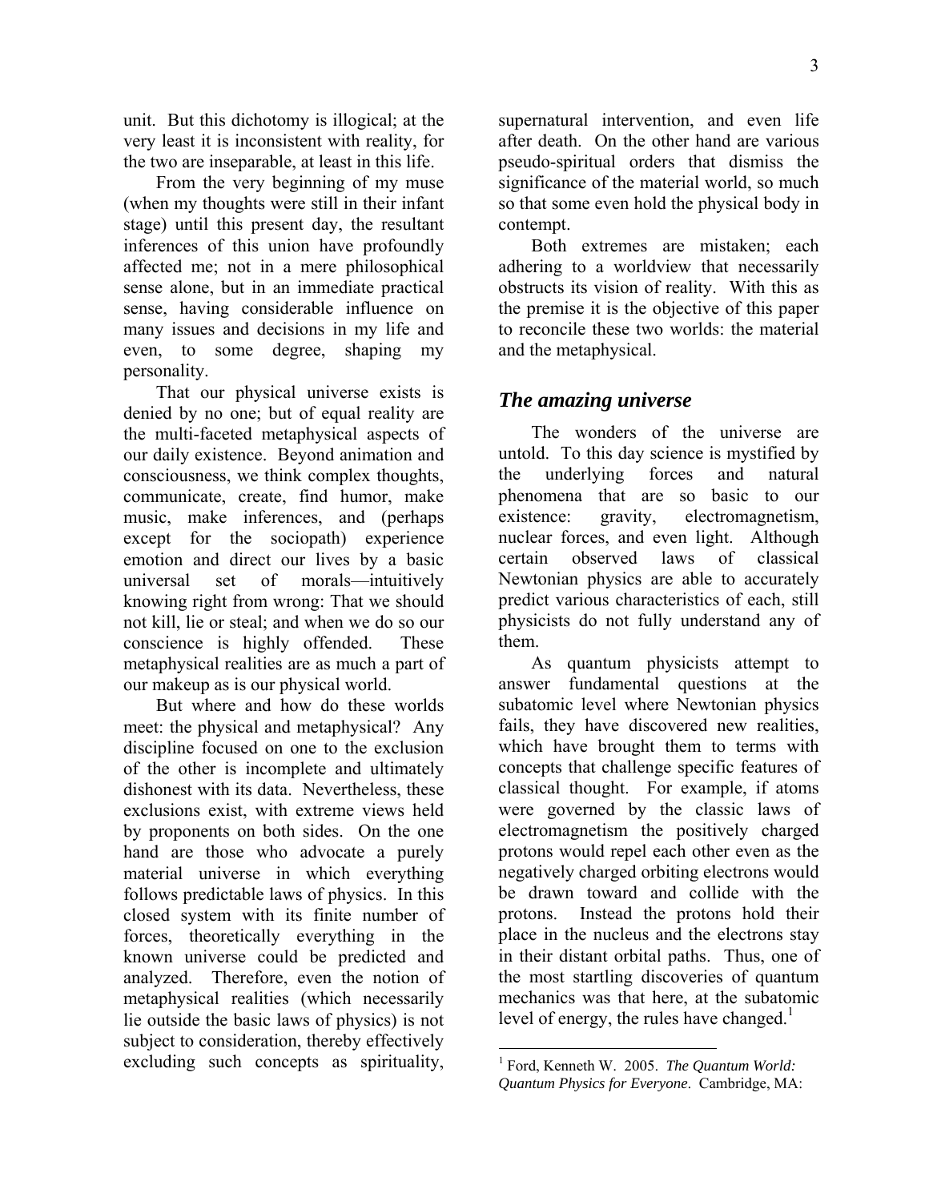unit. But this dichotomy is illogical; at the very least it is inconsistent with reality, for the two are inseparable, at least in this life.

From the very beginning of my muse (when my thoughts were still in their infant stage) until this present day, the resultant inferences of this union have profoundly affected me; not in a mere philosophical sense alone, but in an immediate practical sense, having considerable influence on many issues and decisions in my life and even, to some degree, shaping my personality.

That our physical universe exists is denied by no one; but of equal reality are the multi-faceted metaphysical aspects of our daily existence. Beyond animation and consciousness, we think complex thoughts, communicate, create, find humor, make music, make inferences, and (perhaps except for the sociopath) experience emotion and direct our lives by a basic universal set of morals—intuitively knowing right from wrong: That we should not kill, lie or steal; and when we do so our conscience is highly offended. These metaphysical realities are as much a part of our makeup as is our physical world.

But where and how do these worlds meet: the physical and metaphysical? Any discipline focused on one to the exclusion of the other is incomplete and ultimately dishonest with its data. Nevertheless, these exclusions exist, with extreme views held by proponents on both sides. On the one hand are those who advocate a purely material universe in which everything follows predictable laws of physics. In this closed system with its finite number of forces, theoretically everything in the known universe could be predicted and analyzed. Therefore, even the notion of metaphysical realities (which necessarily lie outside the basic laws of physics) is not subject to consideration, thereby effectively excluding such concepts as spirituality, supernatural intervention, and even life after death. On the other hand are various pseudo-spiritual orders that dismiss the significance of the material world, so much so that some even hold the physical body in contempt.

Both extremes are mistaken; each adhering to a worldview that necessarily obstructs its vision of reality. With this as the premise it is the objective of this paper to reconcile these two worlds: the material and the metaphysical.

## *The amazing universe*

The wonders of the universe are untold. To this day science is mystified by the underlying forces and natural phenomena that are so basic to our existence: gravity, electromagnetism, nuclear forces, and even light. Although certain observed laws of classical Newtonian physics are able to accurately predict various characteristics of each, still physicists do not fully understand any of them.

As quantum physicists attempt to answer fundamental questions at the subatomic level where Newtonian physics fails, they have discovered new realities, which have brought them to terms with concepts that challenge specific features of classical thought. For example, if atoms were governed by the classic laws of electromagnetism the positively charged protons would repel each other even as the negatively charged orbiting electrons would be drawn toward and collide with the protons. Instead the protons hold their place in the nucleus and the electrons stay in their distant orbital paths. Thus, one of the most startling discoveries of quantum mechanics was that here, at the subatomic level of energy, the rules have changed.[1]

[1] Ford, Kenneth W. 2005. *The Quantum World: Quantum Physics for Everyone*. Cambridge, MA: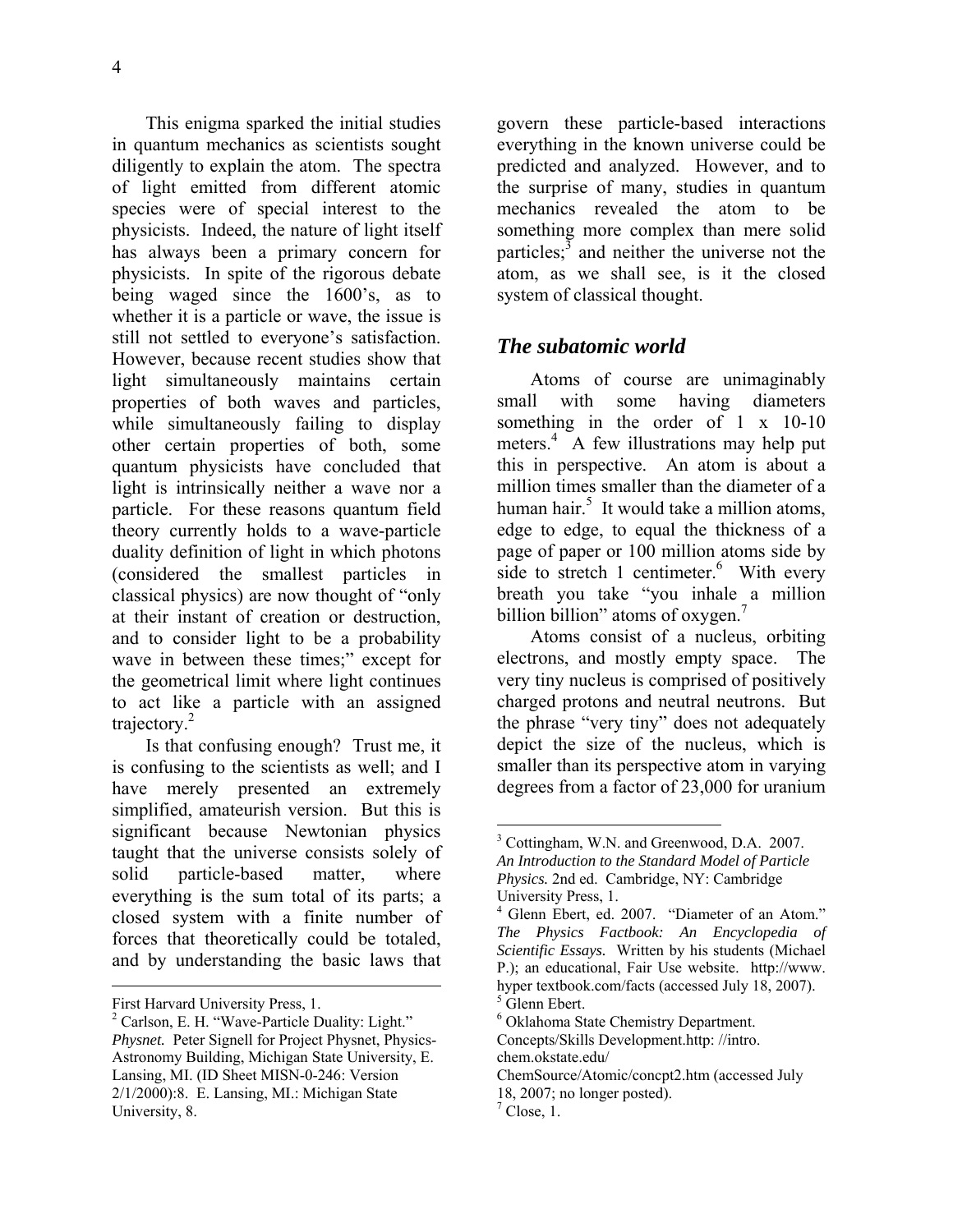This enigma sparked the initial studies in quantum mechanics as scientists sought diligently to explain the atom. The spectra of light emitted from different atomic species were of special interest to the physicists. Indeed, the nature of light itself has always been a primary concern for physicists. In spite of the rigorous debate being waged since the 1600's, as to whether it is a particle or wave, the issue is still not settled to everyone's satisfaction. However, because recent studies show that light simultaneously maintains certain properties of both waves and particles, while simultaneously failing to display other certain properties of both, some quantum physicists have concluded that light is intrinsically neither a wave nor a particle. For these reasons quantum field theory currently holds to a wave-particle duality definition of light in which photons (considered the smallest particles in classical physics) are now thought of "only at their instant of creation or destruction, and to consider light to be a probability wave in between these times;" except for the geometrical limit where light continues to act like a particle with an assigned trajectory.[2]

Is that confusing enough? Trust me, it is confusing to the scientists as well; and I have merely presented an extremely simplified, amateurish version. But this is significant because Newtonian physics taught that the universe consists solely of solid particle-based matter, where everything is the sum total of its parts; a closed system with a finite number of forces that theoretically could be totaled, and by understanding the basic laws that govern these particle-based interactions everything in the known universe could be predicted and analyzed. However, and to the surprise of many, studies in quantum mechanics revealed the atom to be something more complex than mere solid particles;[3] and neither the universe not the atom, as we shall see, is it the closed system of classical thought.

## *The subatomic world*

Atoms of course are unimaginably small with some having diameters something in the order of 1 x 10-10 meters.[4] A few illustrations may help put this in perspective. An atom is about a million times smaller than the diameter of a human hair.[5] It would take a million atoms, edge to edge, to equal the thickness of a page of paper or 100 million atoms side by side to stretch 1 centimeter.[6] With every breath you take "you inhale a million billion billion" atoms of oxygen.[7]

Atoms consist of a nucleus, orbiting electrons, and mostly empty space. The very tiny nucleus is comprised of positively charged protons and neutral neutrons. But the phrase "very tiny" does not adequately depict the size of the nucleus, which is smaller than its perspective atom in varying degrees from a factor of 23,000 for uranium

---

First Harvard University Press, 1.

[2] Carlson, E. H. "Wave-Particle Duality: Light." *Physnet.* Peter Signell for Project Physnet, Physics-Astronomy Building, Michigan State University, E. Lansing, MI. (ID Sheet MISN-0-246: Version 2/1/2000):8. E. Lansing, MI.: Michigan State University, 8.

[3] Cottingham, W.N. and Greenwood, D.A. 2007. *An Introduction to the Standard Model of Particle Physics.* 2nd ed. Cambridge, NY: Cambridge University Press, 1.

[4] Glenn Ebert, ed. 2007. "Diameter of an Atom." *The Physics Factbook: An Encyclopedia of Scientific Essays.* Written by his students (Michael P.); an educational, Fair Use website. http://www. hyper textbook.com/facts (accessed July 18, 2007).

[5] Glenn Ebert.

[6] Oklahoma State Chemistry Department. Concepts/Skills Development.http: //intro. chem.okstate.edu/ ChemSource/Atomic/concpt2.htm (accessed July 18, 2007; no longer posted).

[7] Close, 1.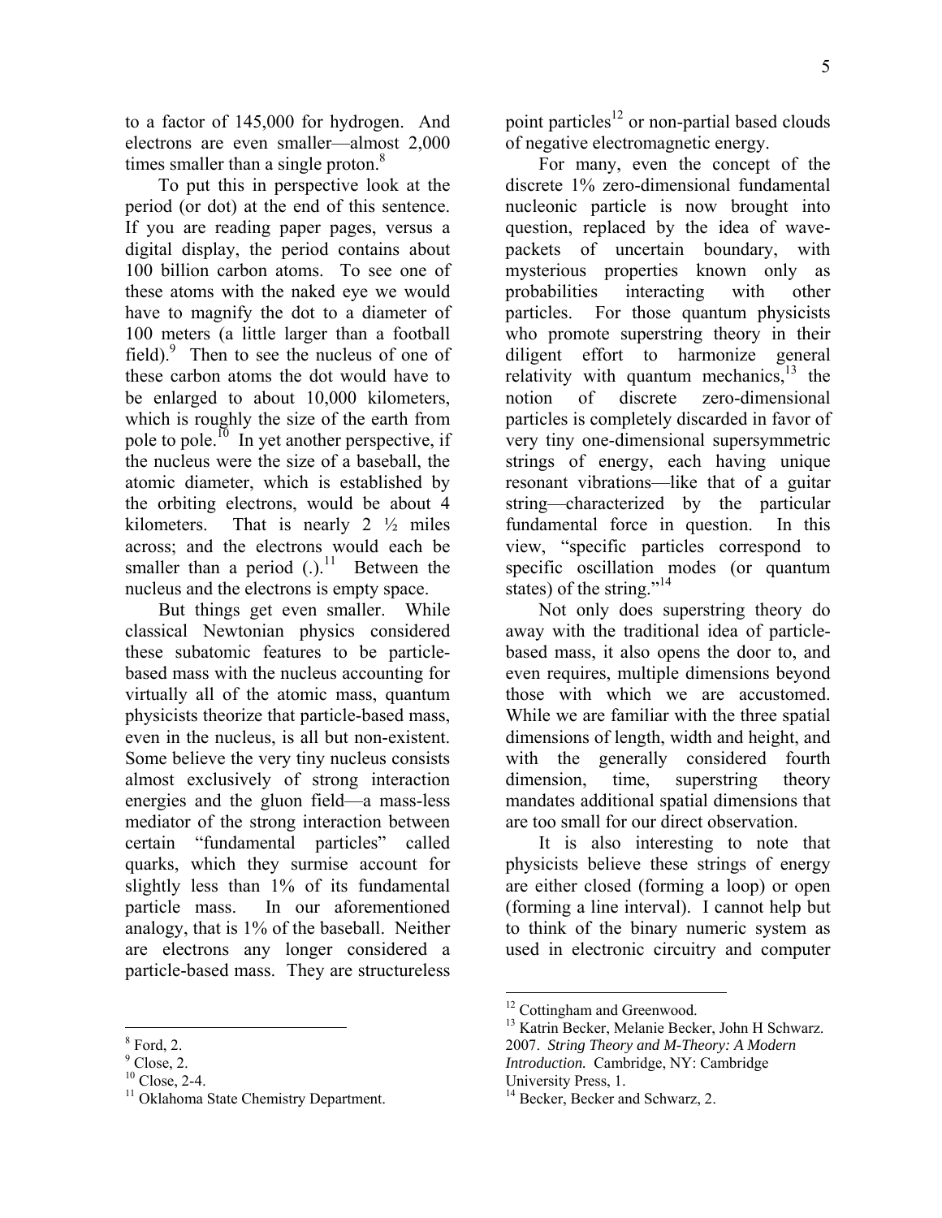to a factor of 145,000 for hydrogen. And electrons are even smaller—almost 2,000 times smaller than a single proton.[8]

To put this in perspective look at the period (or dot) at the end of this sentence. If you are reading paper pages, versus a digital display, the period contains about 100 billion carbon atoms. To see one of these atoms with the naked eye we would have to magnify the dot to a diameter of 100 meters (a little larger than a football field).[9] Then to see the nucleus of one of these carbon atoms the dot would have to be enlarged to about 10,000 kilometers, which is roughly the size of the earth from pole to pole.[10] In yet another perspective, if the nucleus were the size of a baseball, the atomic diameter, which is established by the orbiting electrons, would be about 4 kilometers. That is nearly 2 ½ miles across; and the electrons would each be smaller than a period (.).[11] Between the nucleus and the electrons is empty space.

But things get even smaller. While classical Newtonian physics considered these subatomic features to be particle-based mass with the nucleus accounting for virtually all of the atomic mass, quantum physicists theorize that particle-based mass, even in the nucleus, is all but non-existent. Some believe the very tiny nucleus consists almost exclusively of strong interaction energies and the gluon field—a mass-less mediator of the strong interaction between certain "fundamental particles" called quarks, which they surmise account for slightly less than 1% of its fundamental particle mass. In our aforementioned analogy, that is 1% of the baseball. Neither are electrons any longer considered a particle-based mass. They are structureless point particles[12] or non-partial based clouds of negative electromagnetic energy.

For many, even the concept of the discrete 1% zero-dimensional fundamental nucleonic particle is now brought into question, replaced by the idea of wave-packets of uncertain boundary, with mysterious properties known only as probabilities interacting with other particles. For those quantum physicists who promote superstring theory in their diligent effort to harmonize general relativity with quantum mechanics,[13] the notion of discrete zero-dimensional particles is completely discarded in favor of very tiny one-dimensional supersymmetric strings of energy, each having unique resonant vibrations—like that of a guitar string—characterized by the particular fundamental force in question. In this view, "specific particles correspond to specific oscillation modes (or quantum states) of the string."[14]

Not only does superstring theory do away with the traditional idea of particle-based mass, it also opens the door to, and even requires, multiple dimensions beyond those with which we are accustomed. While we are familiar with the three spatial dimensions of length, width and height, and with the generally considered fourth dimension, time, superstring theory mandates additional spatial dimensions that are too small for our direct observation.

It is also interesting to note that physicists believe these strings of energy are either closed (forming a loop) or open (forming a line interval). I cannot help but to think of the binary numeric system as used in electronic circuitry and computer

---

[8] Ford, 2.

[9] Close, 2.

[10] Close, 2-4.

[11] Oklahoma State Chemistry Department.

[12] Cottingham and Greenwood.

[13] Katrin Becker, Melanie Becker, John H Schwarz. 2007. *String Theory and M-Theory: A Modern Introduction.* Cambridge, NY: Cambridge University Press, 1.

[14] Becker, Becker and Schwarz, 2.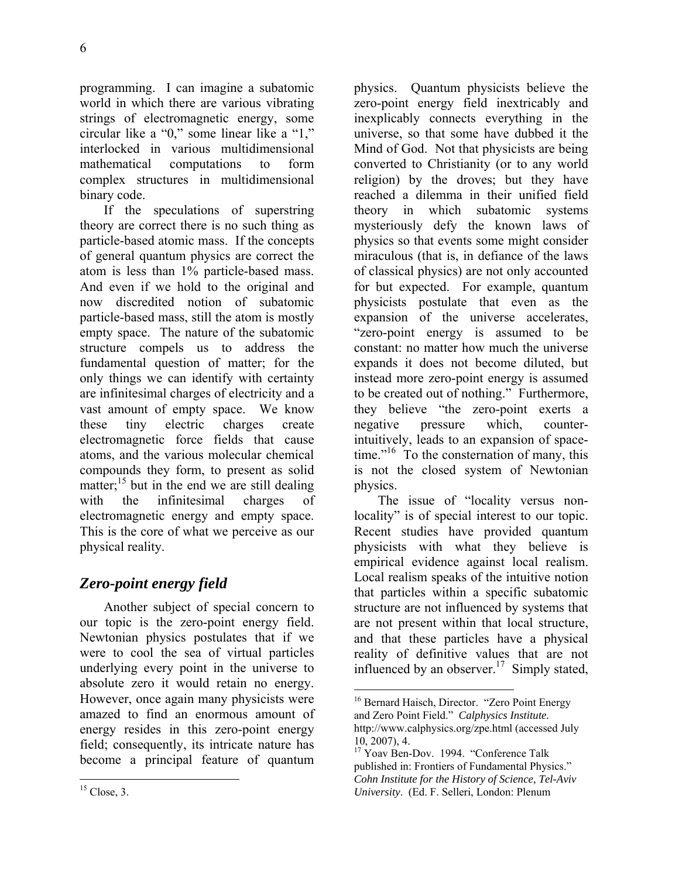programming. I can imagine a subatomic world in which there are various vibrating strings of electromagnetic energy, some circular like a "0," some linear like a "1," interlocked in various multidimensional mathematical computations to form complex structures in multidimensional binary code.

If the speculations of superstring theory are correct there is no such thing as particle-based atomic mass. If the concepts of general quantum physics are correct the atom is less than 1% particle-based mass. And even if we hold to the original and now discredited notion of subatomic particle-based mass, still the atom is mostly empty space. The nature of the subatomic structure compels us to address the fundamental question of matter; for the only things we can identify with certainty are infinitesimal charges of electricity and a vast amount of empty space. We know these tiny electric charges create electromagnetic force fields that cause atoms, and the various molecular chemical compounds they form, to present as solid matter;[15] but in the end we are still dealing with the infinitesimal charges of electromagnetic energy and empty space. This is the core of what we perceive as our physical reality.

## *Zero-point energy field*

Another subject of special concern to our topic is the zero-point energy field. Newtonian physics postulates that if we were to cool the sea of virtual particles underlying every point in the universe to absolute zero it would retain no energy. However, once again many physicists were amazed to find an enormous amount of energy resides in this zero-point energy field; consequently, its intricate nature has become a principal feature of quantum physics. Quantum physicists believe the zero-point energy field inextricably and inexplicably connects everything in the universe, so that some have dubbed it the Mind of God. Not that physicists are being converted to Christianity (or to any world religion) by the droves; but they have reached a dilemma in their unified field theory in which subatomic systems mysteriously defy the known laws of physics so that events some might consider miraculous (that is, in defiance of the laws of classical physics) are not only accounted for but expected. For example, quantum physicists postulate that even as the expansion of the universe accelerates, "zero-point energy is assumed to be constant: no matter how much the universe expands it does not become diluted, but instead more zero-point energy is assumed to be created out of nothing." Furthermore, they believe "the zero-point exerts a negative pressure which, counter-intuitively, leads to an expansion of space-time."[16] To the consternation of many, this is not the closed system of Newtonian physics.

The issue of "locality versus non-locality" is of special interest to our topic. Recent studies have provided quantum physicists with what they believe is empirical evidence against local realism. Local realism speaks of the intuitive notion that particles within a specific subatomic structure are not influenced by systems that are not present within that local structure, and that these particles have a physical reality of definitive values that are not influenced by an observer.[17] Simply stated,

---

[15] Close, 3.

[16] Bernard Haisch, Director. "Zero Point Energy and Zero Point Field." *Calphysics Institute.* http://www.calphysics.org/zpe.html (accessed July 10, 2007), 4.

[17] Yoav Ben-Dov. 1994. "Conference Talk published in: Frontiers of Fundamental Physics." *Cohn Institute for the History of Science, Tel-Aviv University*. (Ed. F. Selleri, London: Plenum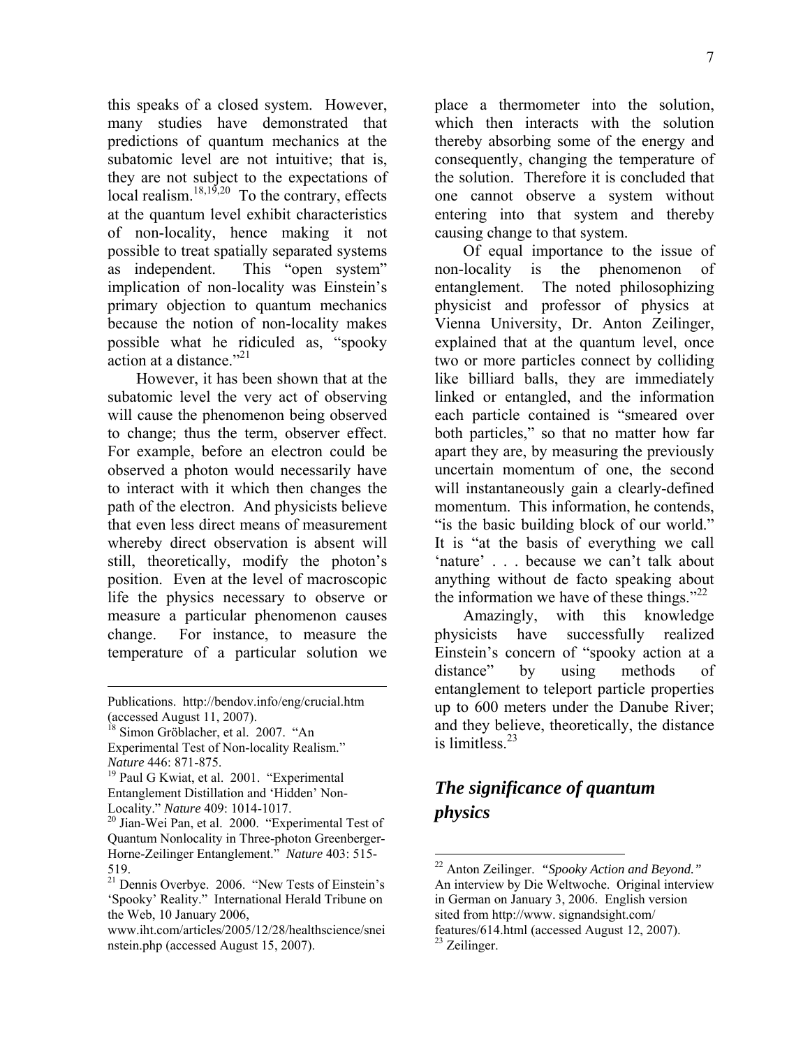this speaks of a closed system. However, many studies have demonstrated that predictions of quantum mechanics at the subatomic level are not intuitive; that is, they are not subject to the expectations of local realism.[18,19,20] To the contrary, effects at the quantum level exhibit characteristics of non-locality, hence making it not possible to treat spatially separated systems as independent. This "open system" implication of non-locality was Einstein's primary objection to quantum mechanics because the notion of non-locality makes possible what he ridiculed as, "spooky action at a distance."[21]

However, it has been shown that at the subatomic level the very act of observing will cause the phenomenon being observed to change; thus the term, observer effect. For example, before an electron could be observed a photon would necessarily have to interact with it which then changes the path of the electron. And physicists believe that even less direct means of measurement whereby direct observation is absent will still, theoretically, modify the photon's position. Even at the level of macroscopic life the physics necessary to observe or measure a particular phenomenon causes change. For instance, to measure the temperature of a particular solution we place a thermometer into the solution, which then interacts with the solution thereby absorbing some of the energy and consequently, changing the temperature of the solution. Therefore it is concluded that one cannot observe a system without entering into that system and thereby causing change to that system.

Of equal importance to the issue of non-locality is the phenomenon of entanglement. The noted philosophizing physicist and professor of physics at Vienna University, Dr. Anton Zeilinger, explained that at the quantum level, once two or more particles connect by colliding like billiard balls, they are immediately linked or entangled, and the information each particle contained is "smeared over both particles," so that no matter how far apart they are, by measuring the previously uncertain momentum of one, the second will instantaneously gain a clearly-defined momentum. This information, he contends, "is the basic building block of our world." It is "at the basis of everything we call 'nature' . . . because we can't talk about anything without de facto speaking about the information we have of these things."[22]

Amazingly, with this knowledge physicists have successfully realized Einstein's concern of "spooky action at a distance" by using methods of entanglement to teleport particle properties up to 600 meters under the Danube River; and they believe, theoretically, the distance is limitless.[23]

## *The significance of quantum physics*

---

Publications. http://bendov.info/eng/crucial.htm (accessed August 11, 2007).

[18] Simon Gröblacher, et al. 2007. "An Experimental Test of Non-locality Realism." *Nature* 446: 871-875.

[19] Paul G Kwiat, et al. 2001. "Experimental Entanglement Distillation and 'Hidden' Non-Locality." *Nature* 409: 1014-1017.

[20] Jian-Wei Pan, et al. 2000. "Experimental Test of Quantum Nonlocality in Three-photon Greenberger-Horne-Zeilinger Entanglement." *Nature* 403: 515-519.

[21] Dennis Overbye. 2006. "New Tests of Einstein's 'Spooky' Reality." International Herald Tribune on the Web, 10 January 2006, www.iht.com/articles/2005/12/28/healthscience/sneinstein.php (accessed August 15, 2007).

[22] Anton Zeilinger. *"Spooky Action and Beyond."* An interview by Die Weltwoche. Original interview in German on January 3, 2006. English version sited from http://www. signandsight.com/ features/614.html (accessed August 12, 2007).

[23] Zeilinger.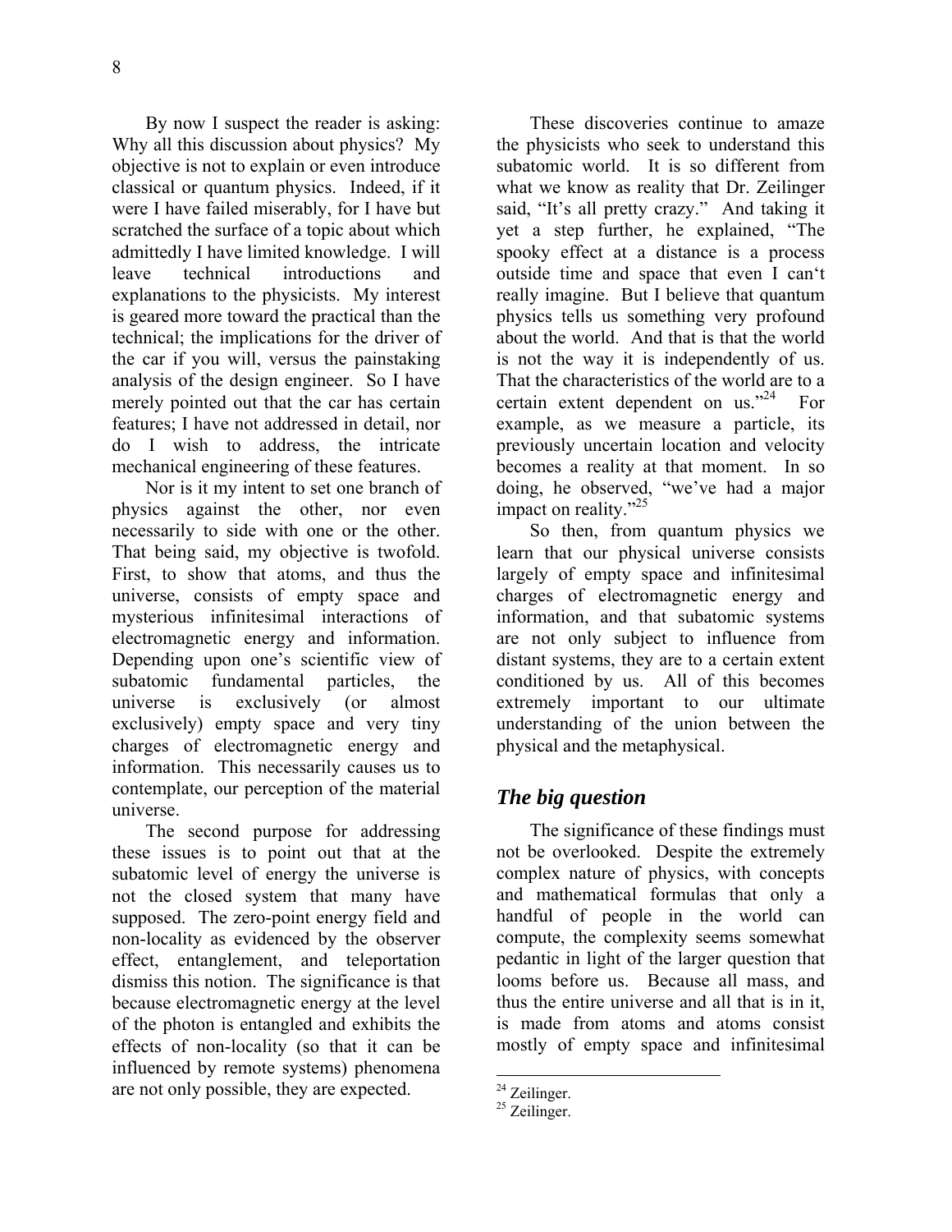By now I suspect the reader is asking: Why all this discussion about physics? My objective is not to explain or even introduce classical or quantum physics. Indeed, if it were I have failed miserably, for I have but scratched the surface of a topic about which admittedly I have limited knowledge. I will leave technical introductions and explanations to the physicists. My interest is geared more toward the practical than the technical; the implications for the driver of the car if you will, versus the painstaking analysis of the design engineer. So I have merely pointed out that the car has certain features; I have not addressed in detail, nor do I wish to address, the intricate mechanical engineering of these features.

Nor is it my intent to set one branch of physics against the other, nor even necessarily to side with one or the other. That being said, my objective is twofold. First, to show that atoms, and thus the universe, consists of empty space and mysterious infinitesimal interactions of electromagnetic energy and information. Depending upon one's scientific view of subatomic fundamental particles, the universe is exclusively (or almost exclusively) empty space and very tiny charges of electromagnetic energy and information. This necessarily causes us to contemplate, our perception of the material universe.

The second purpose for addressing these issues is to point out that at the subatomic level of energy the universe is not the closed system that many have supposed. The zero-point energy field and non-locality as evidenced by the observer effect, entanglement, and teleportation dismiss this notion. The significance is that because electromagnetic energy at the level of the photon is entangled and exhibits the effects of non-locality (so that it can be influenced by remote systems) phenomena are not only possible, they are expected.

These discoveries continue to amaze the physicists who seek to understand this subatomic world. It is so different from what we know as reality that Dr. Zeilinger said, "It's all pretty crazy." And taking it yet a step further, he explained, "The spooky effect at a distance is a process outside time and space that even I can't really imagine. But I believe that quantum physics tells us something very profound about the world. And that is that the world is not the way it is independently of us. That the characteristics of the world are to a certain extent dependent on us."[24] For example, as we measure a particle, its previously uncertain location and velocity becomes a reality at that moment. In so doing, he observed, "we've had a major impact on reality."[25]

So then, from quantum physics we learn that our physical universe consists largely of empty space and infinitesimal charges of electromagnetic energy and information, and that subatomic systems are not only subject to influence from distant systems, they are to a certain extent conditioned by us. All of this becomes extremely important to our ultimate understanding of the union between the physical and the metaphysical.

## *The big question*

The significance of these findings must not be overlooked. Despite the extremely complex nature of physics, with concepts and mathematical formulas that only a handful of people in the world can compute, the complexity seems somewhat pedantic in light of the larger question that looms before us. Because all mass, and thus the entire universe and all that is in it, is made from atoms and atoms consist mostly of empty space and infinitesimal

---

[24] Zeilinger.

[25] Zeilinger.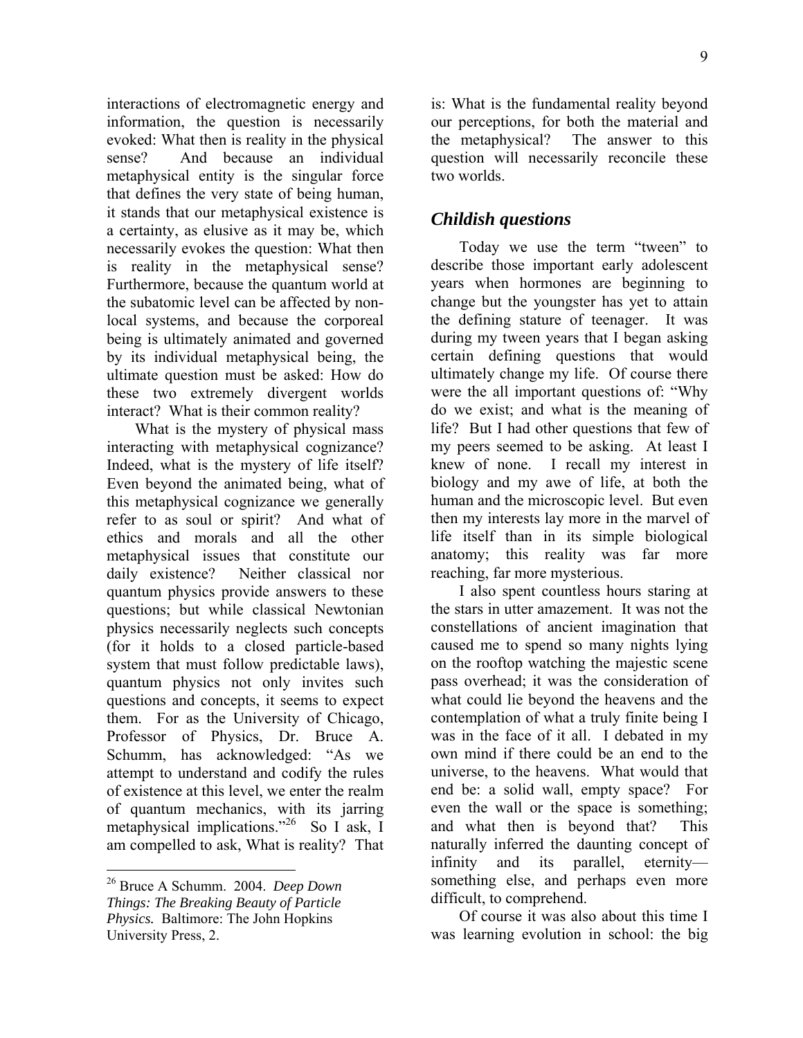interactions of electromagnetic energy and information, the question is necessarily evoked: What then is reality in the physical sense? And because an individual metaphysical entity is the singular force that defines the very state of being human, it stands that our metaphysical existence is a certainty, as elusive as it may be, which necessarily evokes the question: What then is reality in the metaphysical sense? Furthermore, because the quantum world at the subatomic level can be affected by non-local systems, and because the corporeal being is ultimately animated and governed by its individual metaphysical being, the ultimate question must be asked: How do these two extremely divergent worlds interact? What is their common reality?

What is the mystery of physical mass interacting with metaphysical cognizance? Indeed, what is the mystery of life itself? Even beyond the animated being, what of this metaphysical cognizance we generally refer to as soul or spirit? And what of ethics and morals and all the other metaphysical issues that constitute our daily existence? Neither classical nor quantum physics provide answers to these questions; but while classical Newtonian physics necessarily neglects such concepts (for it holds to a closed particle-based system that must follow predictable laws), quantum physics not only invites such questions and concepts, it seems to expect them. For as the University of Chicago, Professor of Physics, Dr. Bruce A. Schumm, has acknowledged: "As we attempt to understand and codify the rules of existence at this level, we enter the realm of quantum mechanics, with its jarring metaphysical implications."[26] So I ask, I am compelled to ask, What is reality? That is: What is the fundamental reality beyond our perceptions, for both the material and the metaphysical? The answer to this question will necessarily reconcile these two worlds.

## *Childish questions*

Today we use the term "tween" to describe those important early adolescent years when hormones are beginning to change but the youngster has yet to attain the defining stature of teenager. It was during my tween years that I began asking certain defining questions that would ultimately change my life. Of course there were the all important questions of: "Why do we exist; and what is the meaning of life? But I had other questions that few of my peers seemed to be asking. At least I knew of none. I recall my interest in biology and my awe of life, at both the human and the microscopic level. But even then my interests lay more in the marvel of life itself than in its simple biological anatomy; this reality was far more reaching, far more mysterious.

I also spent countless hours staring at the stars in utter amazement. It was not the constellations of ancient imagination that caused me to spend so many nights lying on the rooftop watching the majestic scene pass overhead; it was the consideration of what could lie beyond the heavens and the contemplation of what a truly finite being I was in the face of it all. I debated in my own mind if there could be an end to the universe, to the heavens. What would that end be: a solid wall, empty space? For even the wall or the space is something; and what then is beyond that? This naturally inferred the daunting concept of infinity and its parallel, eternity—something else, and perhaps even more difficult, to comprehend.

Of course it was also about this time I was learning evolution in school: the big

---

[26] Bruce A Schumm. 2004. *Deep Down Things: The Breaking Beauty of Particle Physics.* Baltimore: The John Hopkins University Press, 2.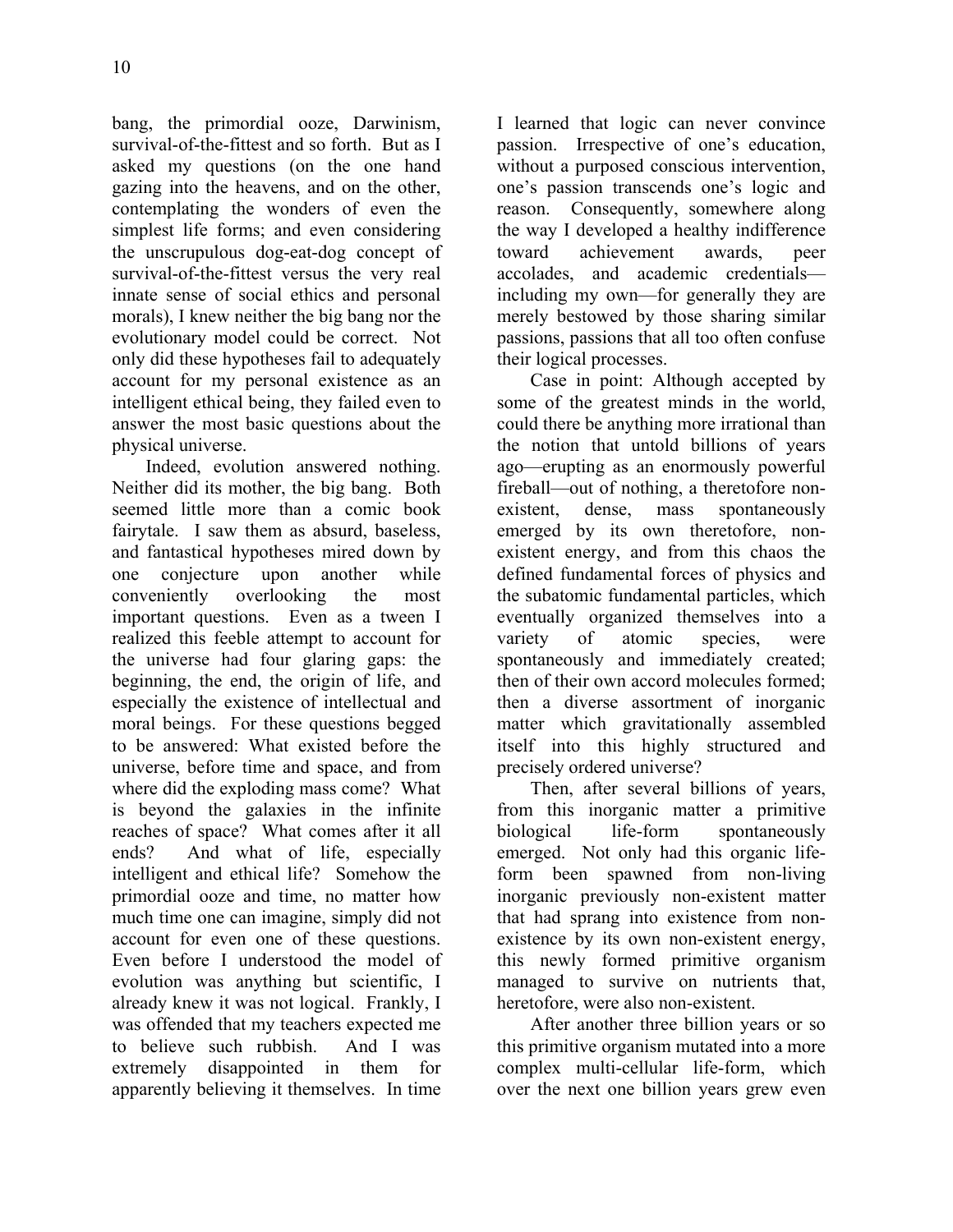bang, the primordial ooze, Darwinism, survival-of-the-fittest and so forth. But as I asked my questions (on the one hand gazing into the heavens, and on the other, contemplating the wonders of even the simplest life forms; and even considering the unscrupulous dog-eat-dog concept of survival-of-the-fittest versus the very real innate sense of social ethics and personal morals), I knew neither the big bang nor the evolutionary model could be correct. Not only did these hypotheses fail to adequately account for my personal existence as an intelligent ethical being, they failed even to answer the most basic questions about the physical universe.

Indeed, evolution answered nothing. Neither did its mother, the big bang. Both seemed little more than a comic book fairytale. I saw them as absurd, baseless, and fantastical hypotheses mired down by one conjecture upon another while conveniently overlooking the most important questions. Even as a tween I realized this feeble attempt to account for the universe had four glaring gaps: the beginning, the end, the origin of life, and especially the existence of intellectual and moral beings. For these questions begged to be answered: What existed before the universe, before time and space, and from where did the exploding mass come? What is beyond the galaxies in the infinite reaches of space? What comes after it all ends? And what of life, especially intelligent and ethical life? Somehow the primordial ooze and time, no matter how much time one can imagine, simply did not account for even one of these questions. Even before I understood the model of evolution was anything but scientific, I already knew it was not logical. Frankly, I was offended that my teachers expected me to believe such rubbish. And I was extremely disappointed in them for apparently believing it themselves. In time I learned that logic can never convince passion. Irrespective of one's education, without a purposed conscious intervention, one's passion transcends one's logic and reason. Consequently, somewhere along the way I developed a healthy indifference toward achievement awards, peer accolades, and academic credentials—including my own—for generally they are merely bestowed by those sharing similar passions, passions that all too often confuse their logical processes.

Case in point: Although accepted by some of the greatest minds in the world, could there be anything more irrational than the notion that untold billions of years ago—erupting as an enormously powerful fireball—out of nothing, a theretofore non-existent, dense, mass spontaneously emerged by its own theretofore, non-existent energy, and from this chaos the defined fundamental forces of physics and the subatomic fundamental particles, which eventually organized themselves into a variety of atomic species, were spontaneously and immediately created; then of their own accord molecules formed; then a diverse assortment of inorganic matter which gravitationally assembled itself into this highly structured and precisely ordered universe?

Then, after several billions of years, from this inorganic matter a primitive biological life-form spontaneously emerged. Not only had this organic life-form been spawned from non-living inorganic previously non-existent matter that had sprang into existence from non-existence by its own non-existent energy, this newly formed primitive organism managed to survive on nutrients that, heretofore, were also non-existent.

After another three billion years or so this primitive organism mutated into a more complex multi-cellular life-form, which over the next one billion years grew even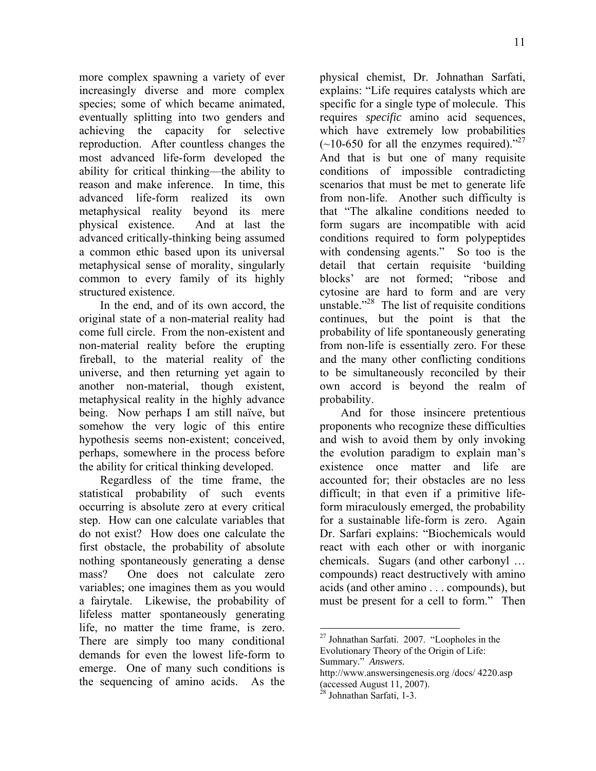more complex spawning a variety of ever increasingly diverse and more complex species; some of which became animated, eventually splitting into two genders and achieving the capacity for selective reproduction. After countless changes the most advanced life-form developed the ability for critical thinking—the ability to reason and make inference. In time, this advanced life-form realized its own metaphysical reality beyond its mere physical existence. And at last the advanced critically-thinking being assumed a common ethic based upon its universal metaphysical sense of morality, singularly common to every family of its highly structured existence.

In the end, and of its own accord, the original state of a non-material reality had come full circle. From the non-existent and non-material reality before the erupting fireball, to the material reality of the universe, and then returning yet again to another non-material, though existent, metaphysical reality in the highly advance being. Now perhaps I am still naïve, but somehow the very logic of this entire hypothesis seems non-existent; conceived, perhaps, somewhere in the process before the ability for critical thinking developed.

Regardless of the time frame, the statistical probability of such events occurring is absolute zero at every critical step. How can one calculate variables that do not exist? How does one calculate the first obstacle, the probability of absolute nothing spontaneously generating a dense mass? One does not calculate zero variables; one imagines them as you would a fairytale. Likewise, the probability of lifeless matter spontaneously generating life, no matter the time frame, is zero. There are simply too many conditional demands for even the lowest life-form to emerge. One of many such conditions is the sequencing of amino acids. As the physical chemist, Dr. Johnathan Sarfati, explains: "Life requires catalysts which are specific for a single type of molecule. This requires *specific* amino acid sequences, which have extremely low probabilities (~10-650 for all the enzymes required)."[27] And that is but one of many requisite conditions of impossible contradicting scenarios that must be met to generate life from non-life. Another such difficulty is that "The alkaline conditions needed to form sugars are incompatible with acid conditions required to form polypeptides with condensing agents." So too is the detail that certain requisite 'building blocks' are not formed; "ribose and cytosine are hard to form and are very unstable."[28] The list of requisite conditions continues, but the point is that the probability of life spontaneously generating from non-life is essentially zero. For these and the many other conflicting conditions to be simultaneously reconciled by their own accord is beyond the realm of probability.

And for those insincere pretentious proponents who recognize these difficulties and wish to avoid them by only invoking the evolution paradigm to explain man's existence once matter and life are accounted for; their obstacles are no less difficult; in that even if a primitive life-form miraculously emerged, the probability for a sustainable life-form is zero. Again Dr. Sarfari explains: "Biochemicals would react with each other or with inorganic chemicals. Sugars (and other carbonyl … compounds) react destructively with amino acids (and other amino . . . compounds), but must be present for a cell to form." Then

---

[27] Johnathan Sarfati. 2007. "Loopholes in the Evolutionary Theory of the Origin of Life: Summary." *Answers.* http://www.answersingenesis.org /docs/ 4220.asp (accessed August 11, 2007).

[28] Johnathan Sarfati, 1-3.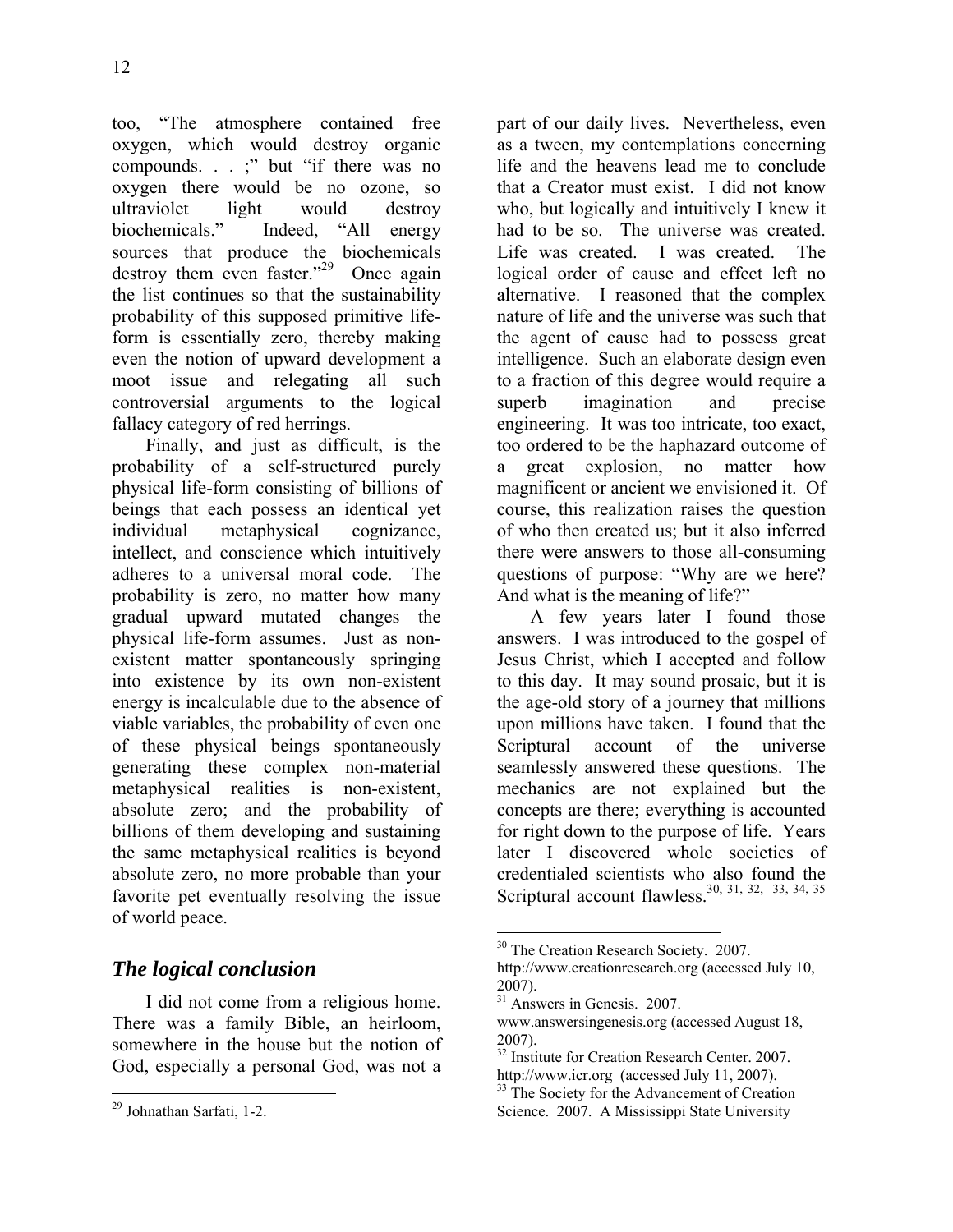too, “The atmosphere contained free oxygen, which would destroy organic compounds. . . ;” but “if there was no oxygen there would be no ozone, so ultraviolet light would destroy biochemicals.” Indeed, “All energy sources that produce the biochemicals destroy them even faster.”[29] Once again the list continues so that the sustainability probability of this supposed primitive life-form is essentially zero, thereby making even the notion of upward development a moot issue and relegating all such controversial arguments to the logical fallacy category of red herrings.

Finally, and just as difficult, is the probability of a self-structured purely physical life-form consisting of billions of beings that each possess an identical yet individual metaphysical cognizance, intellect, and conscience which intuitively adheres to a universal moral code. The probability is zero, no matter how many gradual upward mutated changes the physical life-form assumes. Just as non-existent matter spontaneously springing into existence by its own non-existent energy is incalculable due to the absence of viable variables, the probability of even one of these physical beings spontaneously generating these complex non-material metaphysical realities is non-existent, absolute zero; and the probability of billions of them developing and sustaining the same metaphysical realities is beyond absolute zero, no more probable than your favorite pet eventually resolving the issue of world peace.

## *The logical conclusion*

I did not come from a religious home. There was a family Bible, an heirloom, somewhere in the house but the notion of God, especially a personal God, was not a part of our daily lives. Nevertheless, even as a tween, my contemplations concerning life and the heavens lead me to conclude that a Creator must exist. I did not know who, but logically and intuitively I knew it had to be so. The universe was created. Life was created. I was created. The logical order of cause and effect left no alternative. I reasoned that the complex nature of life and the universe was such that the agent of cause had to possess great intelligence. Such an elaborate design even to a fraction of this degree would require a superb imagination and precise engineering. It was too intricate, too exact, too ordered to be the haphazard outcome of a great explosion, no matter how magnificent or ancient we envisioned it. Of course, this realization raises the question of who then created us; but it also inferred there were answers to those all-consuming questions of purpose: “Why are we here? And what is the meaning of life?”

A few years later I found those answers. I was introduced to the gospel of Jesus Christ, which I accepted and follow to this day. It may sound prosaic, but it is the age-old story of a journey that millions upon millions have taken. I found that the Scriptural account of the universe seamlessly answered these questions. The mechanics are not explained but the concepts are there; everything is accounted for right down to the purpose of life. Years later I discovered whole societies of credentialed scientists who also found the Scriptural account flawless.[30, 31, 32, 33, 34, 35]

---

[29] Johnathan Sarfati, 1-2.

[30] The Creation Research Society. 2007. http://www.creationresearch.org (accessed July 10, 2007).

[31] Answers in Genesis. 2007. www.answersingenesis.org (accessed August 18, 2007).

[32] Institute for Creation Research Center. 2007. http://www.icr.org (accessed July 11, 2007).

[33] The Society for the Advancement of Creation Science. 2007. A Mississippi State University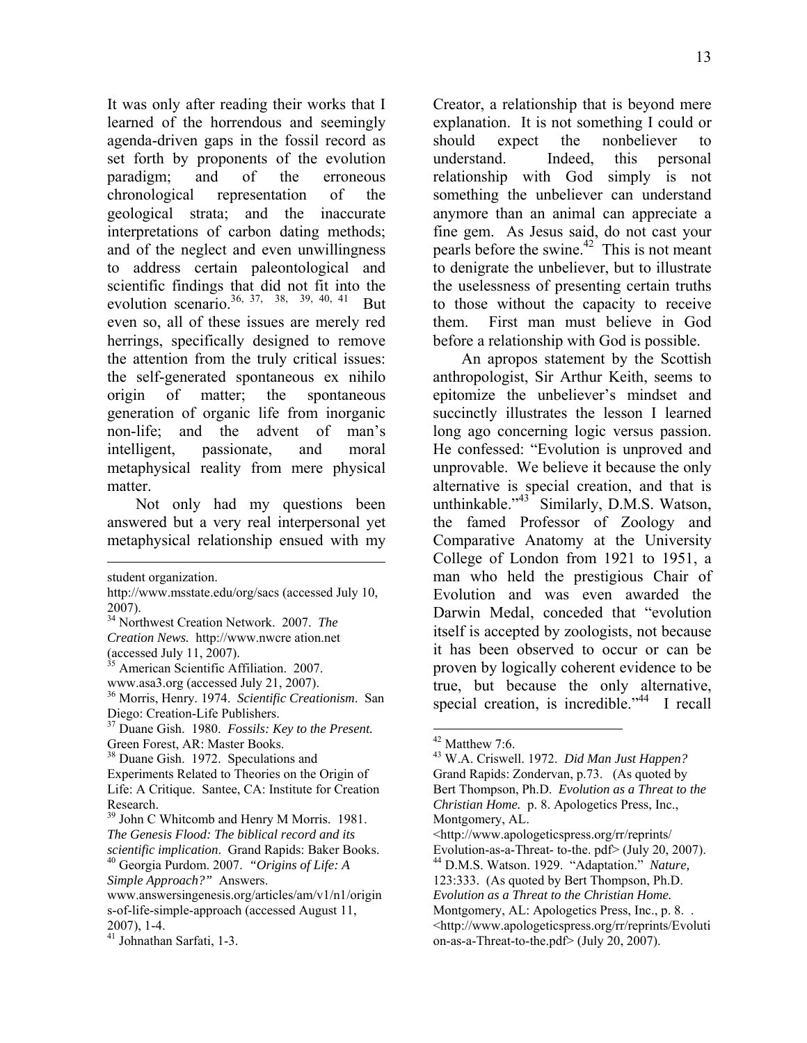It was only after reading their works that I learned of the horrendous and seemingly agenda-driven gaps in the fossil record as set forth by proponents of the evolution paradigm; and of the erroneous chronological representation of the geological strata; and the inaccurate interpretations of carbon dating methods; and of the neglect and even unwillingness to address certain paleontological and scientific findings that did not fit into the evolution scenario.[36, 37, 38, 39, 40, 41] But even so, all of these issues are merely red herrings, specifically designed to remove the attention from the truly critical issues: the self-generated spontaneous ex nihilo origin of matter; the spontaneous generation of organic life from inorganic non-life; and the advent of man's intelligent, passionate, and moral metaphysical reality from mere physical matter.

Not only had my questions been answered but a very real interpersonal yet metaphysical relationship ensued with my Creator, a relationship that is beyond mere explanation. It is not something I could or should expect the nonbeliever to understand. Indeed, this personal relationship with God simply is not something the unbeliever can understand anymore than an animal can appreciate a fine gem. As Jesus said, do not cast your pearls before the swine.[42] This is not meant to denigrate the unbeliever, but to illustrate the uselessness of presenting certain truths to those without the capacity to receive them. First man must believe in God before a relationship with God is possible.

An apropos statement by the Scottish anthropologist, Sir Arthur Keith, seems to epitomize the unbeliever's mindset and succinctly illustrates the lesson I learned long ago concerning logic versus passion. He confessed: "Evolution is unproved and unprovable. We believe it because the only alternative is special creation, and that is unthinkable."[43] Similarly, D.M.S. Watson, the famed Professor of Zoology and Comparative Anatomy at the University College of London from 1921 to 1951, a man who held the prestigious Chair of Evolution and was even awarded the Darwin Medal, conceded that "evolution itself is accepted by zoologists, not because it has been observed to occur or can be proven by logically coherent evidence to be true, but because the only alternative, special creation, is incredible."[44] I recall

---

student organization. http://www.msstate.edu/org/sacs (accessed July 10, 2007).

[34] Northwest Creation Network. 2007. *The Creation News.* http://www.nwcre ation.net (accessed July 11, 2007).

[35] American Scientific Affiliation. 2007. www.asa3.org (accessed July 21, 2007).

[36] Morris, Henry. 1974. *Scientific Creationism*. San Diego: Creation-Life Publishers.

[37] Duane Gish. 1980. *Fossils: Key to the Present.* Green Forest, AR: Master Books.

[38] Duane Gish. 1972. Speculations and Experiments Related to Theories on the Origin of Life: A Critique. Santee, CA: Institute for Creation Research.

[39] John C Whitcomb and Henry M Morris. 1981. *The Genesis Flood: The biblical record and its scientific implication*. Grand Rapids: Baker Books.

[40] Georgia Purdom. 2007. *"Origins of Life: A Simple Approach?"* Answers. www.answersingenesis.org/articles/am/v1/n1/origins-of-life-simple-approach (accessed August 11, 2007), 1-4.

[41] Johnathan Sarfati, 1-3.

[42] Matthew 7:6.

[43] W.A. Criswell. 1972. *Did Man Just Happen?* Grand Rapids: Zondervan, p.73. (As quoted by Bert Thompson, Ph.D. *Evolution as a Threat to the Christian Home.* p. 8. Apologetics Press, Inc., Montgomery, AL. <http://www.apologeticspress.org/rr/reprints/Evolution-as-a-Threat- to-the. pdf> (July 20, 2007).

[44] D.M.S. Watson. 1929. "Adaptation." *Nature,* 123:333. (As quoted by Bert Thompson, Ph.D. *Evolution as a Threat to the Christian Home.* Montgomery, AL: Apologetics Press, Inc., p. 8. . <http://www.apologeticspress.org/rr/reprints/Evolution-as-a-Threat-to-the.pdf> (July 20, 2007).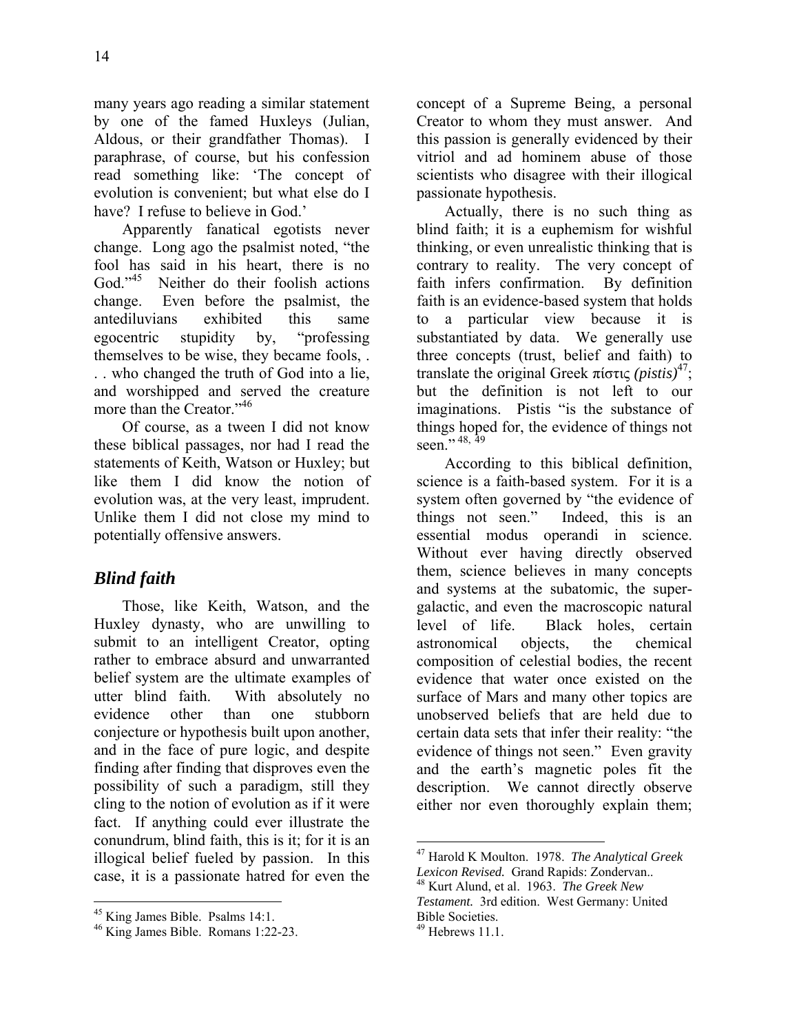many years ago reading a similar statement by one of the famed Huxleys (Julian, Aldous, or their grandfather Thomas). I paraphrase, of course, but his confession read something like: 'The concept of evolution is convenient; but what else do I have? I refuse to believe in God.'

Apparently fanatical egotists never change. Long ago the psalmist noted, "the fool has said in his heart, there is no God."[45] Neither do their foolish actions change. Even before the psalmist, the antediluvians exhibited this same egocentric stupidity by, "professing themselves to be wise, they became fools, . . . who changed the truth of God into a lie, and worshipped and served the creature more than the Creator."[46]

Of course, as a tween I did not know these biblical passages, nor had I read the statements of Keith, Watson or Huxley; but like them I did know the notion of evolution was, at the very least, imprudent. Unlike them I did not close my mind to potentially offensive answers.

## *Blind faith*

Those, like Keith, Watson, and the Huxley dynasty, who are unwilling to submit to an intelligent Creator, opting rather to embrace absurd and unwarranted belief system are the ultimate examples of utter blind faith. With absolutely no evidence other than one stubborn conjecture or hypothesis built upon another, and in the face of pure logic, and despite finding after finding that disproves even the possibility of such a paradigm, still they cling to the notion of evolution as if it were fact. If anything could ever illustrate the conundrum, blind faith, this is it; for it is an illogical belief fueled by passion. In this case, it is a passionate hatred for even the concept of a Supreme Being, a personal Creator to whom they must answer. And this passion is generally evidenced by their vitriol and ad hominem abuse of those scientists who disagree with their illogical passionate hypothesis.

Actually, there is no such thing as blind faith; it is a euphemism for wishful thinking, or even unrealistic thinking that is contrary to reality. The very concept of faith infers confirmation. By definition faith is an evidence-based system that holds to a particular view because it is substantiated by data. We generally use three concepts (trust, belief and faith) to translate the original Greek πίστις *(pistis)*[47]; but the definition is not left to our imaginations. Pistis "is the substance of things hoped for, the evidence of things not seen."[48, 49]

According to this biblical definition, science is a faith-based system. For it is a system often governed by "the evidence of things not seen." Indeed, this is an essential modus operandi in science. Without ever having directly observed them, science believes in many concepts and systems at the subatomic, the super-galactic, and even the macroscopic natural level of life. Black holes, certain astronomical objects, the chemical composition of celestial bodies, the recent evidence that water once existed on the surface of Mars and many other topics are unobserved beliefs that are held due to certain data sets that infer their reality: "the evidence of things not seen." Even gravity and the earth's magnetic poles fit the description. We cannot directly observe either nor even thoroughly explain them;

---

[45] King James Bible. Psalms 14:1.

[46] King James Bible. Romans 1:22-23.

[47] Harold K Moulton. 1978. *The Analytical Greek Lexicon Revised.* Grand Rapids: Zondervan..

[48] Kurt Alund, et al. 1963. *The Greek New Testament.* 3rd edition. West Germany: United Bible Societies.

[49] Hebrews 11.1.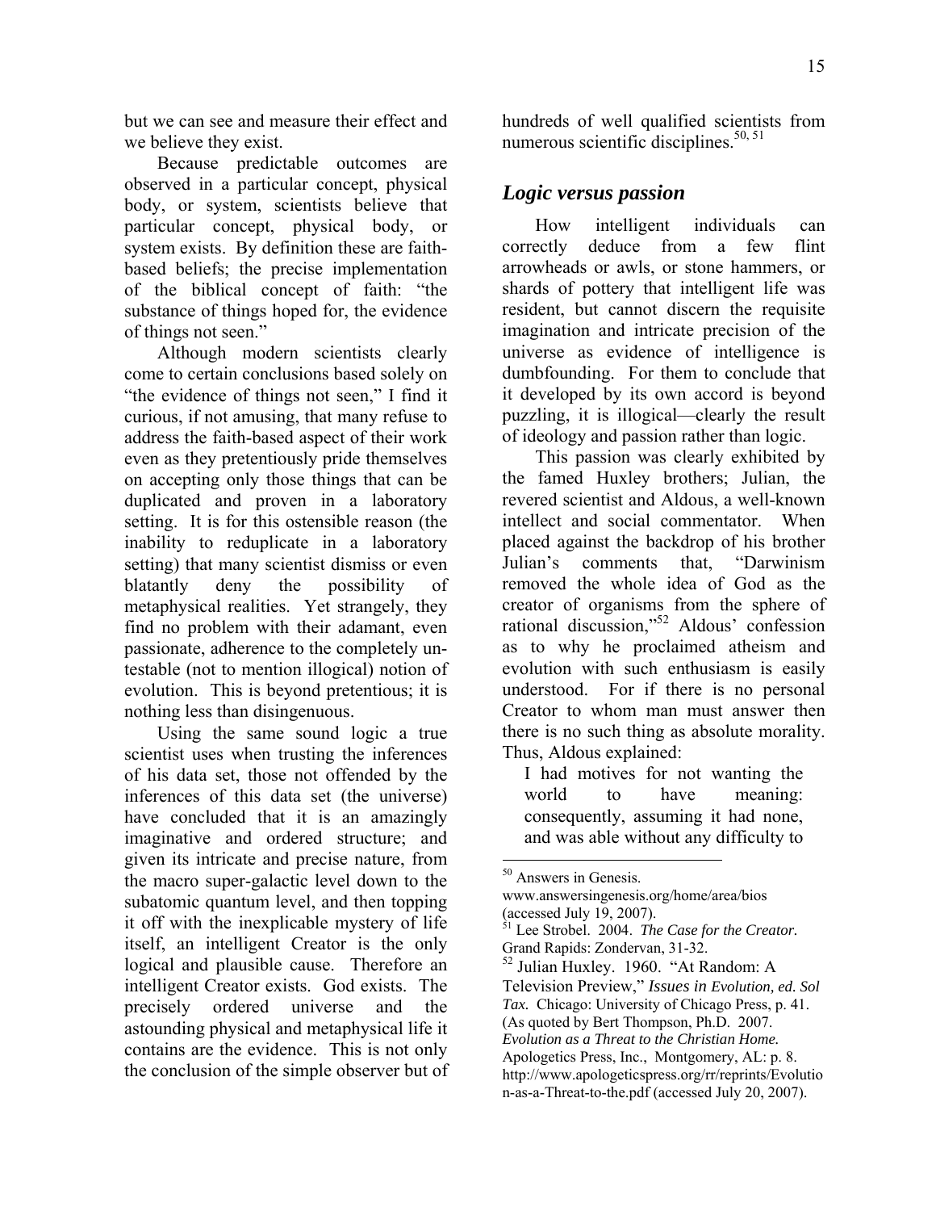but we can see and measure their effect and we believe they exist.

Because predictable outcomes are observed in a particular concept, physical body, or system, scientists believe that particular concept, physical body, or system exists. By definition these are faith-based beliefs; the precise implementation of the biblical concept of faith: "the substance of things hoped for, the evidence of things not seen."

Although modern scientists clearly come to certain conclusions based solely on "the evidence of things not seen," I find it curious, if not amusing, that many refuse to address the faith-based aspect of their work even as they pretentiously pride themselves on accepting only those things that can be duplicated and proven in a laboratory setting. It is for this ostensible reason (the inability to reduplicate in a laboratory setting) that many scientist dismiss or even blatantly deny the possibility of metaphysical realities. Yet strangely, they find no problem with their adamant, even passionate, adherence to the completely un-testable (not to mention illogical) notion of evolution. This is beyond pretentious; it is nothing less than disingenuous.

Using the same sound logic a true scientist uses when trusting the inferences of his data set, those not offended by the inferences of this data set (the universe) have concluded that it is an amazingly imaginative and ordered structure; and given its intricate and precise nature, from the macro super-galactic level down to the subatomic quantum level, and then topping it off with the inexplicable mystery of life itself, an intelligent Creator is the only logical and plausible cause. Therefore an intelligent Creator exists. God exists. The precisely ordered universe and the astounding physical and metaphysical life it contains are the evidence. This is not only the conclusion of the simple observer but of hundreds of well qualified scientists from numerous scientific disciplines.[50, 51]

## *Logic versus passion*

How intelligent individuals can correctly deduce from a few flint arrowheads or awls, or stone hammers, or shards of pottery that intelligent life was resident, but cannot discern the requisite imagination and intricate precision of the universe as evidence of intelligence is dumbfounding. For them to conclude that it developed by its own accord is beyond puzzling, it is illogical—clearly the result of ideology and passion rather than logic.

This passion was clearly exhibited by the famed Huxley brothers; Julian, the revered scientist and Aldous, a well-known intellect and social commentator. When placed against the backdrop of his brother Julian's comments that, "Darwinism removed the whole idea of God as the creator of organisms from the sphere of rational discussion,"[52] Aldous' confession as to why he proclaimed atheism and evolution with such enthusiasm is easily understood. For if there is no personal Creator to whom man must answer then there is no such thing as absolute morality. Thus, Aldous explained:

> I had motives for not wanting the world to have meaning: consequently, assuming it had none, and was able without any difficulty to

---

[50] Answers in Genesis. www.answersingenesis.org/home/area/bios (accessed July 19, 2007).

[51] Lee Strobel. 2004. *The Case for the Creator.* Grand Rapids: Zondervan, 31-32.

[52] Julian Huxley. 1960. "At Random: A Television Preview," *Issues in Evolution, ed. Sol Tax.* Chicago: University of Chicago Press, p. 41. (As quoted by Bert Thompson, Ph.D. 2007. *Evolution as a Threat to the Christian Home.* Apologetics Press, Inc., Montgomery, AL: p. 8. http://www.apologeticspress.org/rr/reprints/Evolution-as-a-Threat-to-the.pdf (accessed July 20, 2007).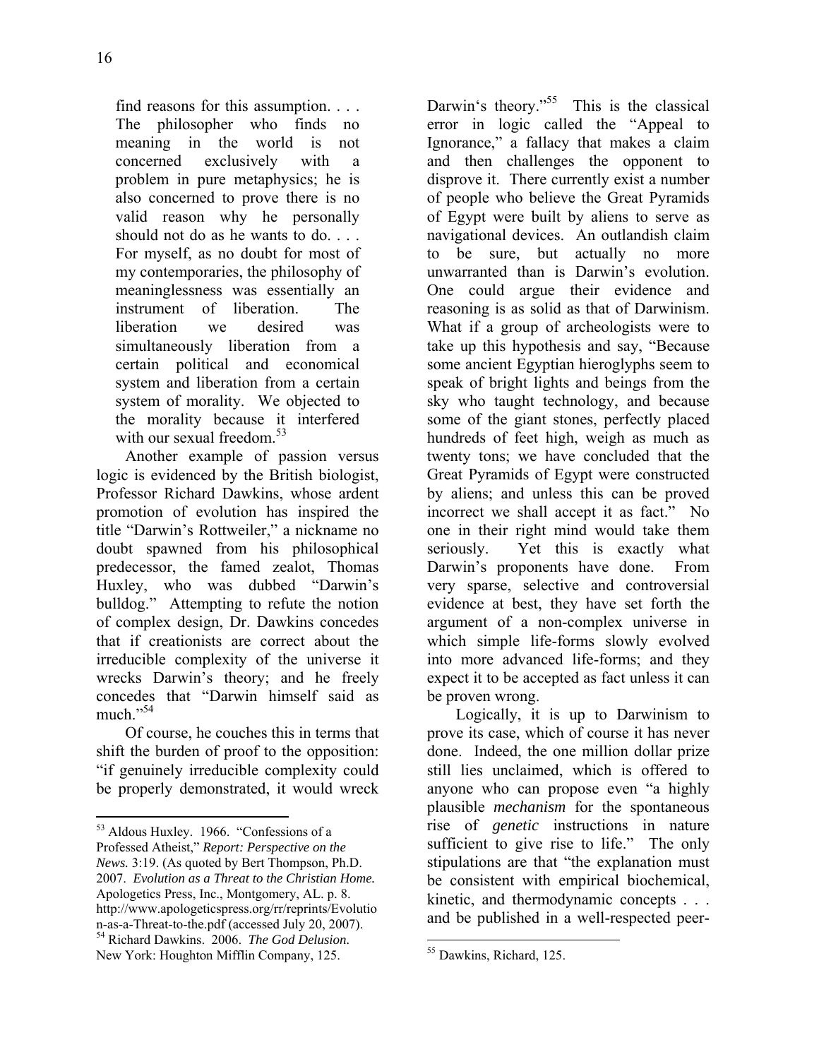> find reasons for this assumption. . . . The philosopher who finds no meaning in the world is not concerned exclusively with a problem in pure metaphysics; he is also concerned to prove there is no valid reason why he personally should not do as he wants to do. . . . For myself, as no doubt for most of my contemporaries, the philosophy of meaninglessness was essentially an instrument of liberation. The liberation we desired was simultaneously liberation from a certain political and economical system and liberation from a certain system of morality. We objected to the morality because it interfered with our sexual freedom.[53]

Another example of passion versus logic is evidenced by the British biologist, Professor Richard Dawkins, whose ardent promotion of evolution has inspired the title "Darwin's Rottweiler," a nickname no doubt spawned from his philosophical predecessor, the famed zealot, Thomas Huxley, who was dubbed "Darwin's bulldog." Attempting to refute the notion of complex design, Dr. Dawkins concedes that if creationists are correct about the irreducible complexity of the universe it wrecks Darwin's theory; and he freely concedes that "Darwin himself said as much."[54]

Of course, he couches this in terms that shift the burden of proof to the opposition: "if genuinely irreducible complexity could be properly demonstrated, it would wreck Darwin's theory."[55] This is the classical error in logic called the "Appeal to Ignorance," a fallacy that makes a claim and then challenges the opponent to disprove it. There currently exist a number of people who believe the Great Pyramids of Egypt were built by aliens to serve as navigational devices. An outlandish claim to be sure, but actually no more unwarranted than is Darwin's evolution. One could argue their evidence and reasoning is as solid as that of Darwinism. What if a group of archeologists were to take up this hypothesis and say, "Because some ancient Egyptian hieroglyphs seem to speak of bright lights and beings from the sky who taught technology, and because some of the giant stones, perfectly placed hundreds of feet high, weigh as much as twenty tons; we have concluded that the Great Pyramids of Egypt were constructed by aliens; and unless this can be proved incorrect we shall accept it as fact." No one in their right mind would take them seriously. Yet this is exactly what Darwin's proponents have done. From very sparse, selective and controversial evidence at best, they have set forth the argument of a non-complex universe in which simple life-forms slowly evolved into more advanced life-forms; and they expect it to be accepted as fact unless it can be proven wrong.

Logically, it is up to Darwinism to prove its case, which of course it has never done. Indeed, the one million dollar prize still lies unclaimed, which is offered to anyone who can propose even "a highly plausible *mechanism* for the spontaneous rise of *genetic* instructions in nature sufficient to give rise to life." The only stipulations are that "the explanation must be consistent with empirical biochemical, kinetic, and thermodynamic concepts . . . and be published in a well-respected peer-

---

[53] Aldous Huxley. 1966. "Confessions of a Professed Atheist," *Report: Perspective on the News.* 3:19. (As quoted by Bert Thompson, Ph.D. 2007. *Evolution as a Threat to the Christian Home.* Apologetics Press, Inc., Montgomery, AL. p. 8. http://www.apologeticspress.org/rr/reprints/Evolution-as-a-Threat-to-the.pdf (accessed July 20, 2007).

[54] Richard Dawkins. 2006. *The God Delusion.* New York: Houghton Mifflin Company, 125.

[55] Dawkins, Richard, 125.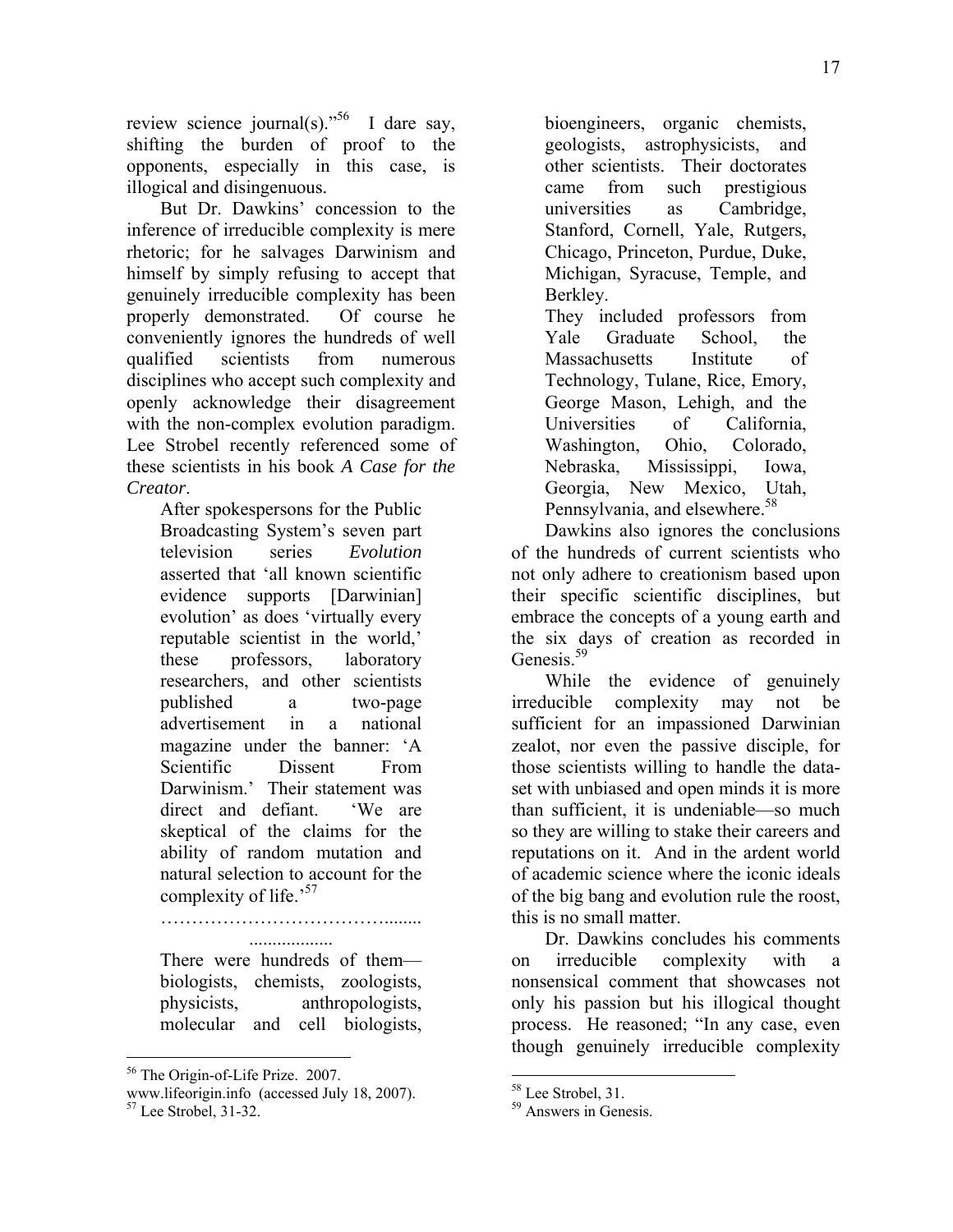review science journal(s)."[56] I dare say, shifting the burden of proof to the opponents, especially in this case, is illogical and disingenuous.

But Dr. Dawkins' concession to the inference of irreducible complexity is mere rhetoric; for he salvages Darwinism and himself by simply refusing to accept that genuinely irreducible complexity has been properly demonstrated. Of course he conveniently ignores the hundreds of well qualified scientists from numerous disciplines who accept such complexity and openly acknowledge their disagreement with the non-complex evolution paradigm. Lee Strobel recently referenced some of these scientists in his book *A Case for the Creator*.

> After spokespersons for the Public Broadcasting System's seven part television series *Evolution* asserted that 'all known scientific evidence supports [Darwinian] evolution' as does 'virtually every reputable scientist in the world,' these professors, laboratory researchers, and other scientists published a two-page advertisement in a national magazine under the banner: 'A Scientific Dissent From Darwinism.' Their statement was direct and defiant. 'We are skeptical of the claims for the ability of random mutation and natural selection to account for the complexity of life.'[57]
>
> …………………………………........ ..................
>
> There were hundreds of them—biologists, chemists, zoologists, physicists, anthropologists, molecular and cell biologists, bioengineers, organic chemists, geologists, astrophysicists, and other scientists. Their doctorates came from such prestigious universities as Cambridge, Stanford, Cornell, Yale, Rutgers, Chicago, Princeton, Purdue, Duke, Michigan, Syracuse, Temple, and Berkley.
>
> They included professors from Yale Graduate School, the Massachusetts Institute of Technology, Tulane, Rice, Emory, George Mason, Lehigh, and the Universities of California, Washington, Ohio, Colorado, Nebraska, Mississippi, Iowa, Georgia, New Mexico, Utah, Pennsylvania, and elsewhere.[58]

Dawkins also ignores the conclusions of the hundreds of current scientists who not only adhere to creationism based upon their specific scientific disciplines, but embrace the concepts of a young earth and the six days of creation as recorded in Genesis.[59]

While the evidence of genuinely irreducible complexity may not be sufficient for an impassioned Darwinian zealot, nor even the passive disciple, for those scientists willing to handle the data-set with unbiased and open minds it is more than sufficient, it is undeniable—so much so they are willing to stake their careers and reputations on it. And in the ardent world of academic science where the iconic ideals of the big bang and evolution rule the roost, this is no small matter.

Dr. Dawkins concludes his comments on irreducible complexity with a nonsensical comment that showcases not only his passion but his illogical thought process. He reasoned; "In any case, even though genuinely irreducible complexity

---

[56] The Origin-of-Life Prize. 2007. www.lifeorigin.info (accessed July 18, 2007).

[57] Lee Strobel, 31-32.

[58] Lee Strobel, 31.

[59] Answers in Genesis.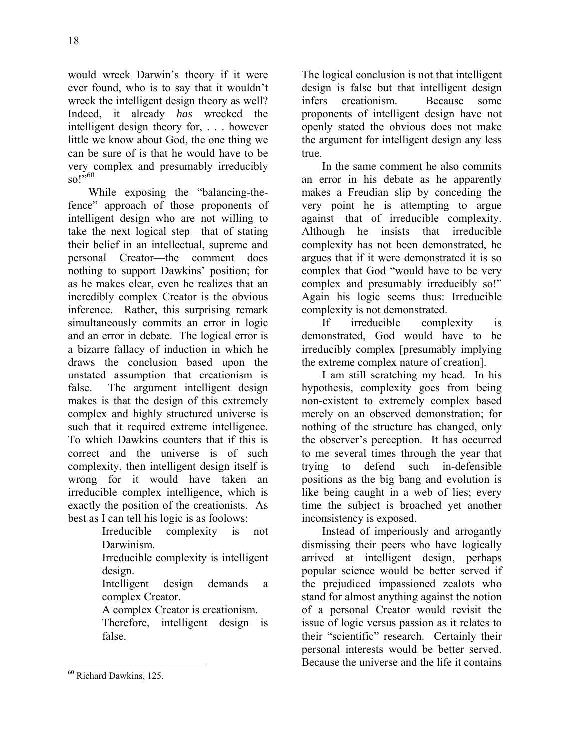would wreck Darwin's theory if it were ever found, who is to say that it wouldn't wreck the intelligent design theory as well? Indeed, it already *has* wrecked the intelligent design theory for, . . . however little we know about God, the one thing we can be sure of is that he would have to be very complex and presumably irreducibly so!"[60]

While exposing the "balancing-the-fence" approach of those proponents of intelligent design who are not willing to take the next logical step—that of stating their belief in an intellectual, supreme and personal Creator—the comment does nothing to support Dawkins' position; for as he makes clear, even he realizes that an incredibly complex Creator is the obvious inference. Rather, this surprising remark simultaneously commits an error in logic and an error in debate. The logical error is a bizarre fallacy of induction in which he draws the conclusion based upon the unstated assumption that creationism is false. The argument intelligent design makes is that the design of this extremely complex and highly structured universe is such that it required extreme intelligence. To which Dawkins counters that if this is correct and the universe is of such complexity, then intelligent design itself is wrong for it would have taken an irreducible complex intelligence, which is exactly the position of the creationists. As best as I can tell his logic is as foolows:

> Irreducible complexity is not Darwinism.
> Irreducible complexity is intelligent design.
> Intelligent design demands a complex Creator.
> A complex Creator is creationism.
> Therefore, intelligent design is false.

The logical conclusion is not that intelligent design is false but that intelligent design infers creationism. Because some proponents of intelligent design have not openly stated the obvious does not make the argument for intelligent design any less true.

In the same comment he also commits an error in his debate as he apparently makes a Freudian slip by conceding the very point he is attempting to argue against—that of irreducible complexity. Although he insists that irreducible complexity has not been demonstrated, he argues that if it were demonstrated it is so complex that God "would have to be very complex and presumably irreducibly so!" Again his logic seems thus: Irreducible complexity is not demonstrated.

If irreducible complexity is demonstrated, God would have to be irreducibly complex [presumably implying the extreme complex nature of creation].

I am still scratching my head. In his hypothesis, complexity goes from being non-existent to extremely complex based merely on an observed demonstration; for nothing of the structure has changed, only the observer's perception. It has occurred to me several times through the year that trying to defend such in-defensible positions as the big bang and evolution is like being caught in a web of lies; every time the subject is broached yet another inconsistency is exposed.

Instead of imperiously and arrogantly dismissing their peers who have logically arrived at intelligent design, perhaps popular science would be better served if the prejudiced impassioned zealots who stand for almost anything against the notion of a personal Creator would revisit the issue of logic versus passion as it relates to their "scientific" research. Certainly their personal interests would be better served. Because the universe and the life it contains

---

[60] Richard Dawkins, 125.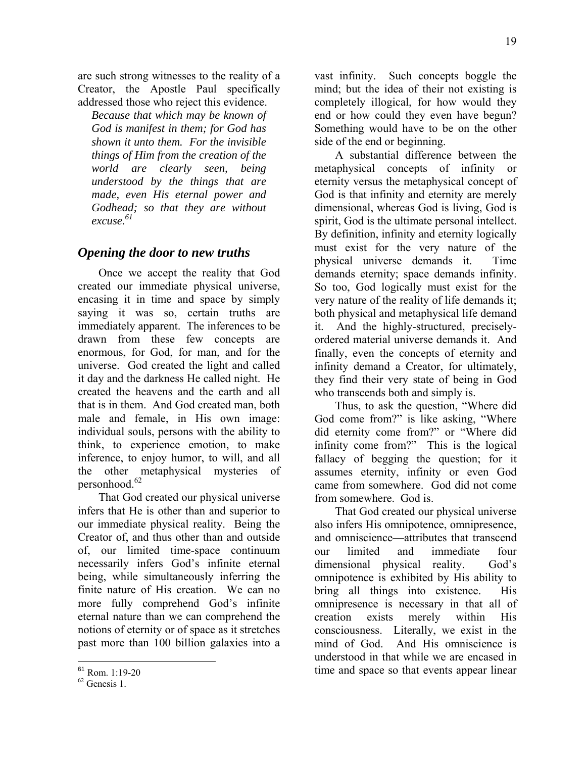are such strong witnesses to the reality of a Creator, the Apostle Paul specifically addressed those who reject this evidence.

> *Because that which may be known of God is manifest in them; for God has shown it unto them. For the invisible things of Him from the creation of the world are clearly seen, being understood by the things that are made, even His eternal power and Godhead; so that they are without excuse.*[61]

## *Opening the door to new truths*

Once we accept the reality that God created our immediate physical universe, encasing it in time and space by simply saying it was so, certain truths are immediately apparent. The inferences to be drawn from these few concepts are enormous, for God, for man, and for the universe. God created the light and called it day and the darkness He called night. He created the heavens and the earth and all that is in them. And God created man, both male and female, in His own image: individual souls, persons with the ability to think, to experience emotion, to make inference, to enjoy humor, to will, and all the other metaphysical mysteries of personhood.[62]

That God created our physical universe infers that He is other than and superior to our immediate physical reality. Being the Creator of, and thus other than and outside of, our limited time-space continuum necessarily infers God's infinite eternal being, while simultaneously inferring the finite nature of His creation. We can no more fully comprehend God's infinite eternal nature than we can comprehend the notions of eternity or of space as it stretches past more than 100 billion galaxies into a vast infinity. Such concepts boggle the mind; but the idea of their not existing is completely illogical, for how would they end or how could they even have begun? Something would have to be on the other side of the end or beginning.

A substantial difference between the metaphysical concepts of infinity or eternity versus the metaphysical concept of God is that infinity and eternity are merely dimensional, whereas God is living, God is spirit, God is the ultimate personal intellect. By definition, infinity and eternity logically must exist for the very nature of the physical universe demands it. Time demands eternity; space demands infinity. So too, God logically must exist for the very nature of the reality of life demands it; both physical and metaphysical life demand it. And the highly-structured, precisely-ordered material universe demands it. And finally, even the concepts of eternity and infinity demand a Creator, for ultimately, they find their very state of being in God who transcends both and simply is.

Thus, to ask the question, "Where did God come from?" is like asking, "Where did eternity come from?" or "Where did infinity come from?" This is the logical fallacy of begging the question; for it assumes eternity, infinity or even God came from somewhere. God did not come from somewhere. God is.

That God created our physical universe also infers His omnipotence, omnipresence, and omniscience—attributes that transcend our limited and immediate four dimensional physical reality. God's omnipotence is exhibited by His ability to bring all things into existence. His omnipresence is necessary in that all of creation exists merely within His consciousness. Literally, we exist in the mind of God. And His omniscience is understood in that while we are encased in time and space so that events appear linear

---

[61] Rom. 1:19-20

[62] Genesis 1.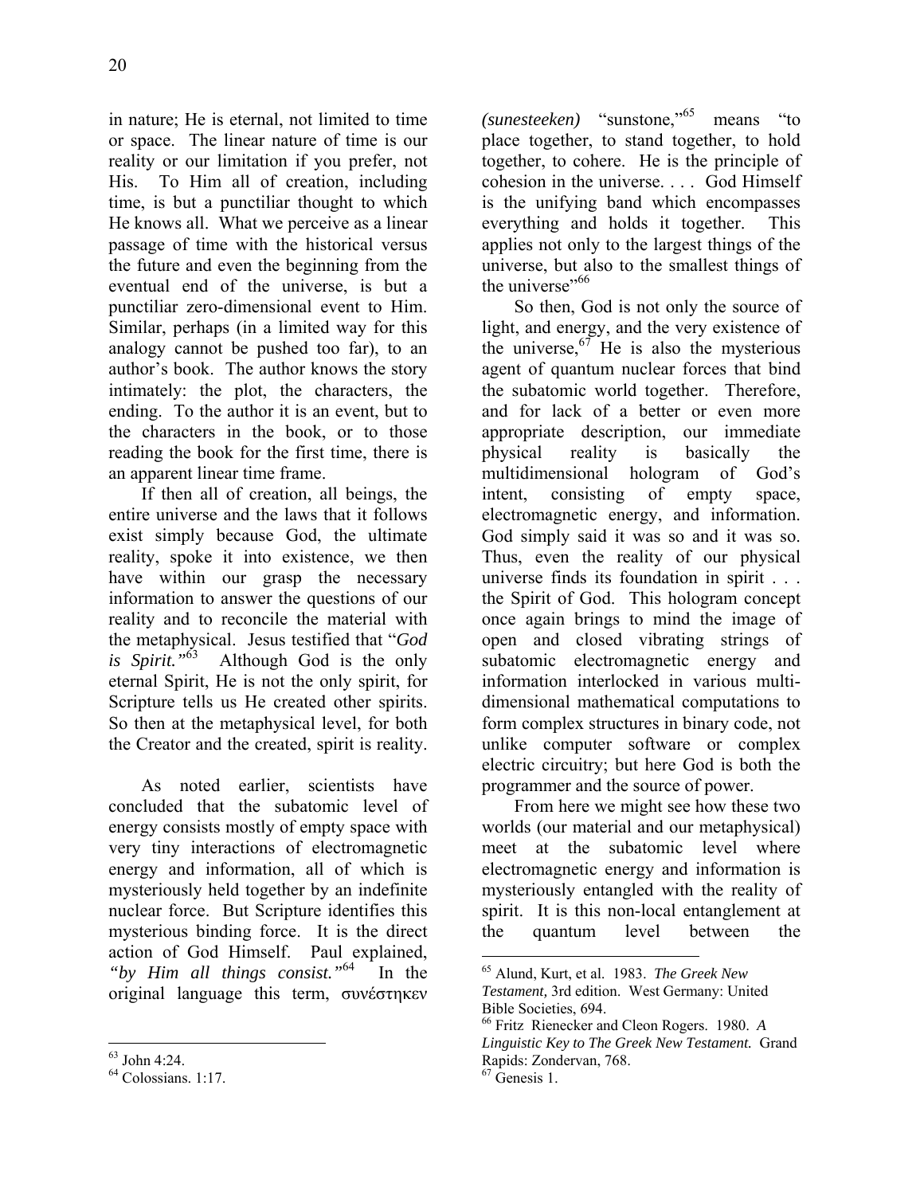in nature; He is eternal, not limited to time or space. The linear nature of time is our reality or our limitation if you prefer, not His. To Him all of creation, including time, is but a punctiliar thought to which He knows all. What we perceive as a linear passage of time with the historical versus the future and even the beginning from the eventual end of the universe, is but a punctiliar zero-dimensional event to Him. Similar, perhaps (in a limited way for this analogy cannot be pushed too far), to an author's book. The author knows the story intimately: the plot, the characters, the ending. To the author it is an event, but to the characters in the book, or to those reading the book for the first time, there is an apparent linear time frame.

If then all of creation, all beings, the entire universe and the laws that it follows exist simply because God, the ultimate reality, spoke it into existence, we then have within our grasp the necessary information to answer the questions of our reality and to reconcile the material with the metaphysical. Jesus testified that "*God is Spirit.*"[63] Although God is the only eternal Spirit, He is not the only spirit, for Scripture tells us He created other spirits. So then at the metaphysical level, for both the Creator and the created, spirit is reality.

As noted earlier, scientists have concluded that the subatomic level of energy consists mostly of empty space with very tiny interactions of electromagnetic energy and information, all of which is mysteriously held together by an indefinite nuclear force. But Scripture identifies this mysterious binding force. It is the direct action of God Himself. Paul explained, *"by Him all things consist."*[64] In the original language this term, συνέστηκεν *(sunesteeken)* "sunstone,"[65] means "to place together, to stand together, to hold together, to cohere. He is the principle of cohesion in the universe. . . . God Himself is the unifying band which encompasses everything and holds it together. This applies not only to the largest things of the universe, but also to the smallest things of the universe"[66]

So then, God is not only the source of light, and energy, and the very existence of the universe,[67] He is also the mysterious agent of quantum nuclear forces that bind the subatomic world together. Therefore, and for lack of a better or even more appropriate description, our immediate physical reality is basically the multidimensional hologram of God's intent, consisting of empty space, electromagnetic energy, and information. God simply said it was so and it was so. Thus, even the reality of our physical universe finds its foundation in spirit . . . the Spirit of God. This hologram concept once again brings to mind the image of open and closed vibrating strings of subatomic electromagnetic energy and information interlocked in various multi-dimensional mathematical computations to form complex structures in binary code, not unlike computer software or complex electric circuitry; but here God is both the programmer and the source of power.

From here we might see how these two worlds (our material and our metaphysical) meet at the subatomic level where electromagnetic energy and information is mysteriously entangled with the reality of spirit. It is this non-local entanglement at the quantum level between the

---

[63] John 4:24.

[64] Colossians. 1:17.

[65] Alund, Kurt, et al. 1983. *The Greek New Testament,* 3rd edition. West Germany: United Bible Societies, 694.

[66] Fritz Rienecker and Cleon Rogers. 1980. *A Linguistic Key to The Greek New Testament.* Grand Rapids: Zondervan, 768.

[67] Genesis 1.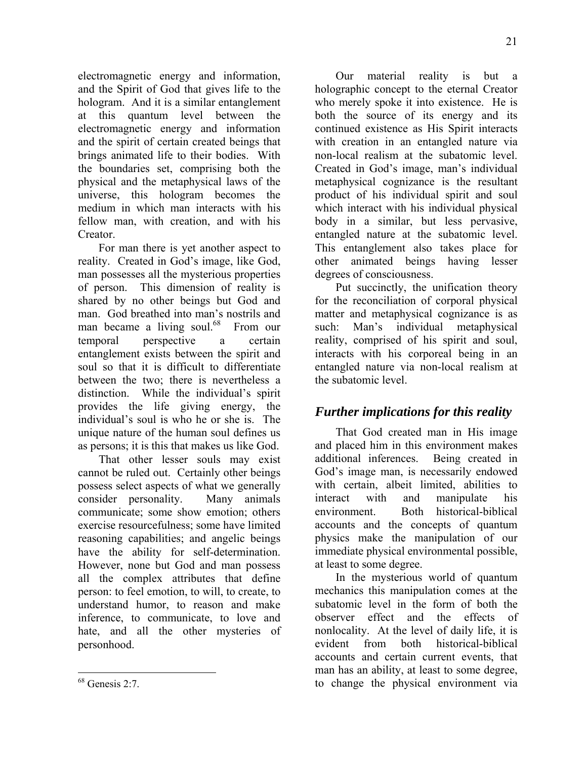electromagnetic energy and information, and the Spirit of God that gives life to the hologram. And it is a similar entanglement at this quantum level between the electromagnetic energy and information and the spirit of certain created beings that brings animated life to their bodies. With the boundaries set, comprising both the physical and the metaphysical laws of the universe, this hologram becomes the medium in which man interacts with his fellow man, with creation, and with his Creator.

For man there is yet another aspect to reality. Created in God's image, like God, man possesses all the mysterious properties of person. This dimension of reality is shared by no other beings but God and man. God breathed into man's nostrils and man became a living soul.[68] From our temporal perspective a certain entanglement exists between the spirit and soul so that it is difficult to differentiate between the two; there is nevertheless a distinction. While the individual's spirit provides the life giving energy, the individual's soul is who he or she is. The unique nature of the human soul defines us as persons; it is this that makes us like God.

That other lesser souls may exist cannot be ruled out. Certainly other beings possess select aspects of what we generally consider personality. Many animals communicate; some show emotion; others exercise resourcefulness; some have limited reasoning capabilities; and angelic beings have the ability for self-determination. However, none but God and man possess all the complex attributes that define person: to feel emotion, to will, to create, to understand humor, to reason and make inference, to communicate, to love and hate, and all the other mysteries of personhood.

[68] Genesis 2:7.

Our material reality is but a holographic concept to the eternal Creator who merely spoke it into existence. He is both the source of its energy and its continued existence as His Spirit interacts with creation in an entangled nature via non-local realism at the subatomic level. Created in God's image, man's individual metaphysical cognizance is the resultant product of his individual spirit and soul which interact with his individual physical body in a similar, but less pervasive, entangled nature at the subatomic level. This entanglement also takes place for other animated beings having lesser degrees of consciousness.

Put succinctly, the unification theory for the reconciliation of corporal physical matter and metaphysical cognizance is as such: Man's individual metaphysical reality, comprised of his spirit and soul, interacts with his corporeal being in an entangled nature via non-local realism at the subatomic level.

## *Further implications for this reality*

That God created man in His image and placed him in this environment makes additional inferences. Being created in God's image man, is necessarily endowed with certain, albeit limited, abilities to interact with and manipulate his environment. Both historical-biblical accounts and the concepts of quantum physics make the manipulation of our immediate physical environmental possible, at least to some degree.

In the mysterious world of quantum mechanics this manipulation comes at the subatomic level in the form of both the observer effect and the effects of nonlocality. At the level of daily life, it is evident from both historical-biblical accounts and certain current events, that man has an ability, at least to some degree, to change the physical environment via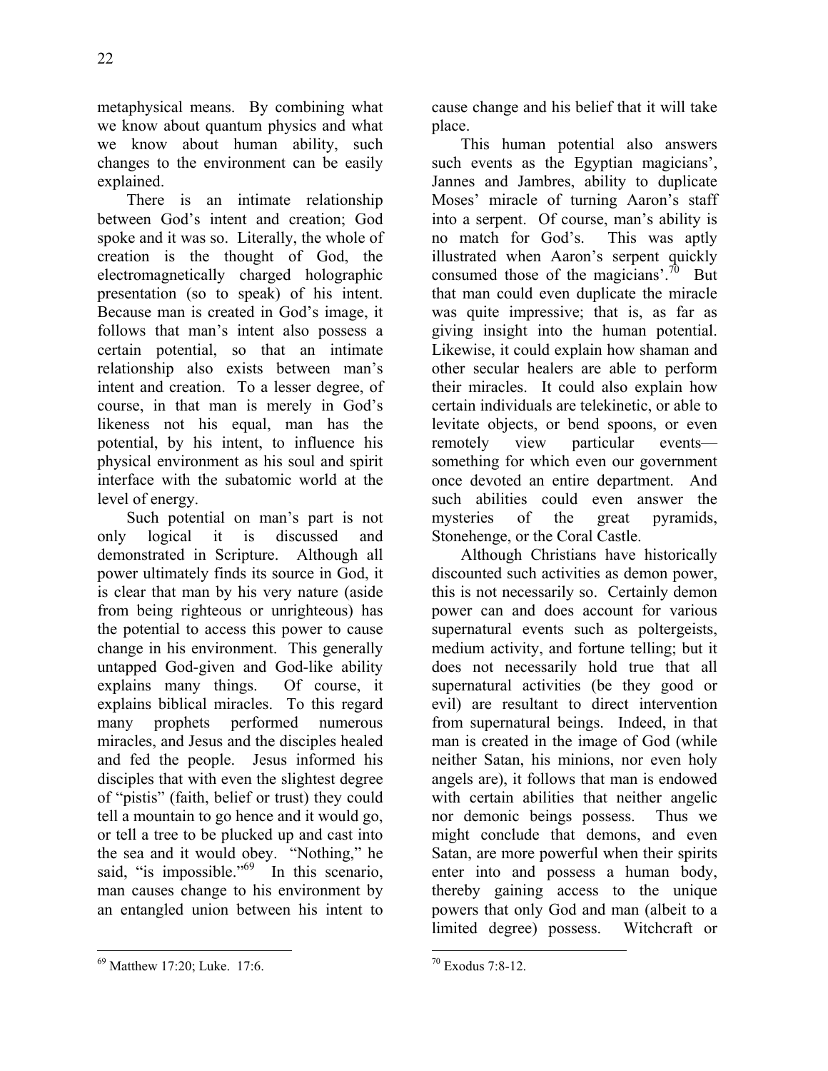metaphysical means. By combining what we know about quantum physics and what we know about human ability, such changes to the environment can be easily explained.

There is an intimate relationship between God's intent and creation; God spoke and it was so. Literally, the whole of creation is the thought of God, the electromagnetically charged holographic presentation (so to speak) of his intent. Because man is created in God's image, it follows that man's intent also possess a certain potential, so that an intimate relationship also exists between man's intent and creation. To a lesser degree, of course, in that man is merely in God's likeness not his equal, man has the potential, by his intent, to influence his physical environment as his soul and spirit interface with the subatomic world at the level of energy.

Such potential on man's part is not only logical it is discussed and demonstrated in Scripture. Although all power ultimately finds its source in God, it is clear that man by his very nature (aside from being righteous or unrighteous) has the potential to access this power to cause change in his environment. This generally untapped God-given and God-like ability explains many things. Of course, it explains biblical miracles. To this regard many prophets performed numerous miracles, and Jesus and the disciples healed and fed the people. Jesus informed his disciples that with even the slightest degree of "pistis" (faith, belief or trust) they could tell a mountain to go hence and it would go, or tell a tree to be plucked up and cast into the sea and it would obey. "Nothing," he said, "is impossible."[69] In this scenario, man causes change to his environment by an entangled union between his intent to cause change and his belief that it will take place.

This human potential also answers such events as the Egyptian magicians', Jannes and Jambres, ability to duplicate Moses' miracle of turning Aaron's staff into a serpent. Of course, man's ability is no match for God's. This was aptly illustrated when Aaron's serpent quickly consumed those of the magicians'.[70] But that man could even duplicate the miracle was quite impressive; that is, as far as giving insight into the human potential. Likewise, it could explain how shaman and other secular healers are able to perform their miracles. It could also explain how certain individuals are telekinetic, or able to levitate objects, or bend spoons, or even remotely view particular events—something for which even our government once devoted an entire department. And such abilities could even answer the mysteries of the great pyramids, Stonehenge, or the Coral Castle.

Although Christians have historically discounted such activities as demon power, this is not necessarily so. Certainly demon power can and does account for various supernatural events such as poltergeists, medium activity, and fortune telling; but it does not necessarily hold true that all supernatural activities (be they good or evil) are resultant to direct intervention from supernatural beings. Indeed, in that man is created in the image of God (while neither Satan, his minions, nor even holy angels are), it follows that man is endowed with certain abilities that neither angelic nor demonic beings possess. Thus we might conclude that demons, and even Satan, are more powerful when their spirits enter into and possess a human body, thereby gaining access to the unique powers that only God and man (albeit to a limited degree) possess. Witchcraft or

---

[69] Matthew 17:20; Luke. 17:6.

[70] Exodus 7:8-12.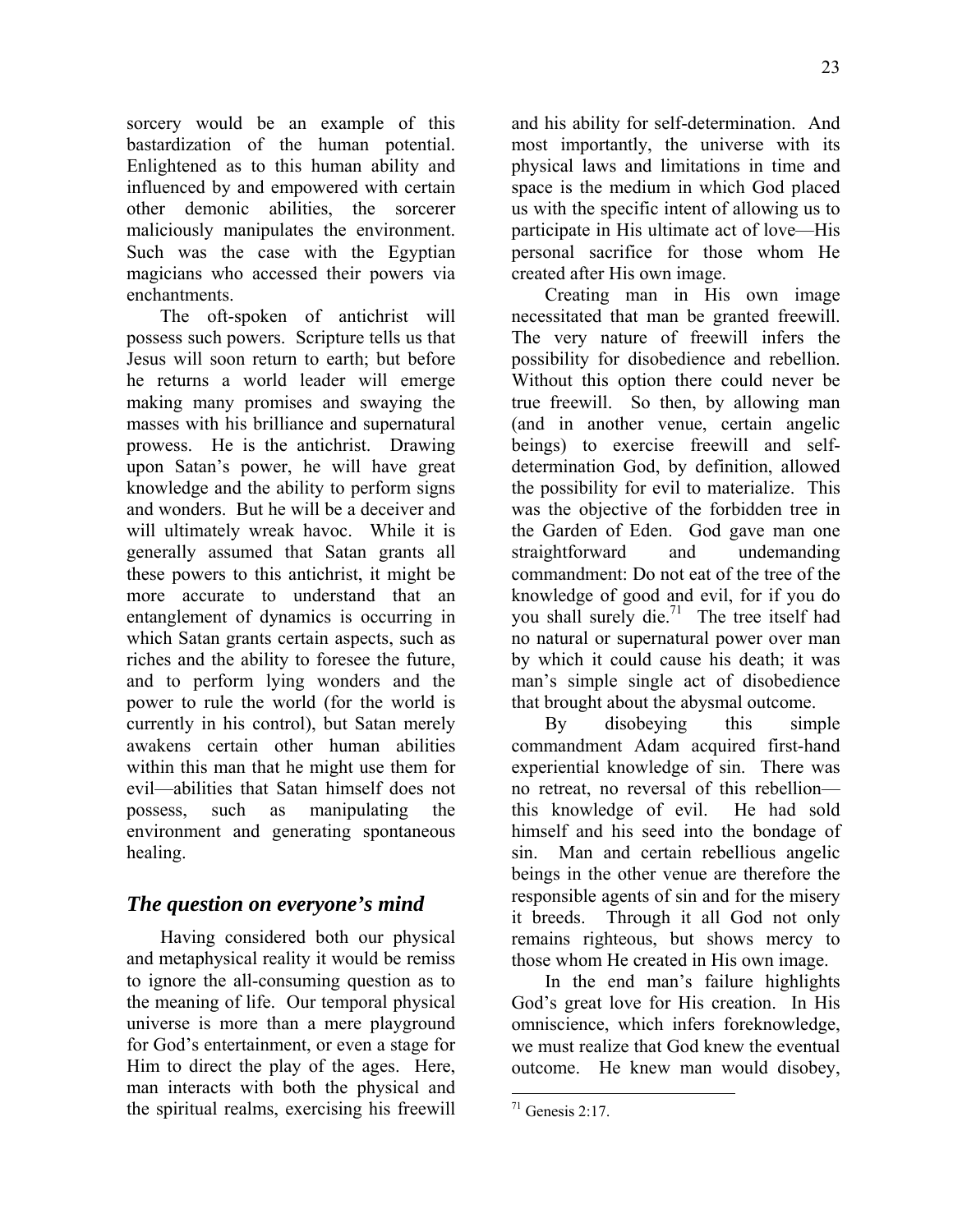sorcery would be an example of this bastardization of the human potential. Enlightened as to this human ability and influenced by and empowered with certain other demonic abilities, the sorcerer maliciously manipulates the environment. Such was the case with the Egyptian magicians who accessed their powers via enchantments.

The oft-spoken of antichrist will possess such powers. Scripture tells us that Jesus will soon return to earth; but before he returns a world leader will emerge making many promises and swaying the masses with his brilliance and supernatural prowess. He is the antichrist. Drawing upon Satan's power, he will have great knowledge and the ability to perform signs and wonders. But he will be a deceiver and will ultimately wreak havoc. While it is generally assumed that Satan grants all these powers to this antichrist, it might be more accurate to understand that an entanglement of dynamics is occurring in which Satan grants certain aspects, such as riches and the ability to foresee the future, and to perform lying wonders and the power to rule the world (for the world is currently in his control), but Satan merely awakens certain other human abilities within this man that he might use them for evil—abilities that Satan himself does not possess, such as manipulating the environment and generating spontaneous healing.

## *The question on everyone's mind*

Having considered both our physical and metaphysical reality it would be remiss to ignore the all-consuming question as to the meaning of life. Our temporal physical universe is more than a mere playground for God's entertainment, or even a stage for Him to direct the play of the ages. Here, man interacts with both the physical and the spiritual realms, exercising his freewill and his ability for self-determination. And most importantly, the universe with its physical laws and limitations in time and space is the medium in which God placed us with the specific intent of allowing us to participate in His ultimate act of love—His personal sacrifice for those whom He created after His own image.

Creating man in His own image necessitated that man be granted freewill. The very nature of freewill infers the possibility for disobedience and rebellion. Without this option there could never be true freewill. So then, by allowing man (and in another venue, certain angelic beings) to exercise freewill and self-determination God, by definition, allowed the possibility for evil to materialize. This was the objective of the forbidden tree in the Garden of Eden. God gave man one straightforward and undemanding commandment: Do not eat of the tree of the knowledge of good and evil, for if you do you shall surely die.[71] The tree itself had no natural or supernatural power over man by which it could cause his death; it was man's simple single act of disobedience that brought about the abysmal outcome.

By disobeying this simple commandment Adam acquired first-hand experiential knowledge of sin. There was no retreat, no reversal of this rebellion—this knowledge of evil. He had sold himself and his seed into the bondage of sin. Man and certain rebellious angelic beings in the other venue are therefore the responsible agents of sin and for the misery it breeds. Through it all God not only remains righteous, but shows mercy to those whom He created in His own image.

In the end man's failure highlights God's great love for His creation. In His omniscience, which infers foreknowledge, we must realize that God knew the eventual outcome. He knew man would disobey,

[71] Genesis 2:17.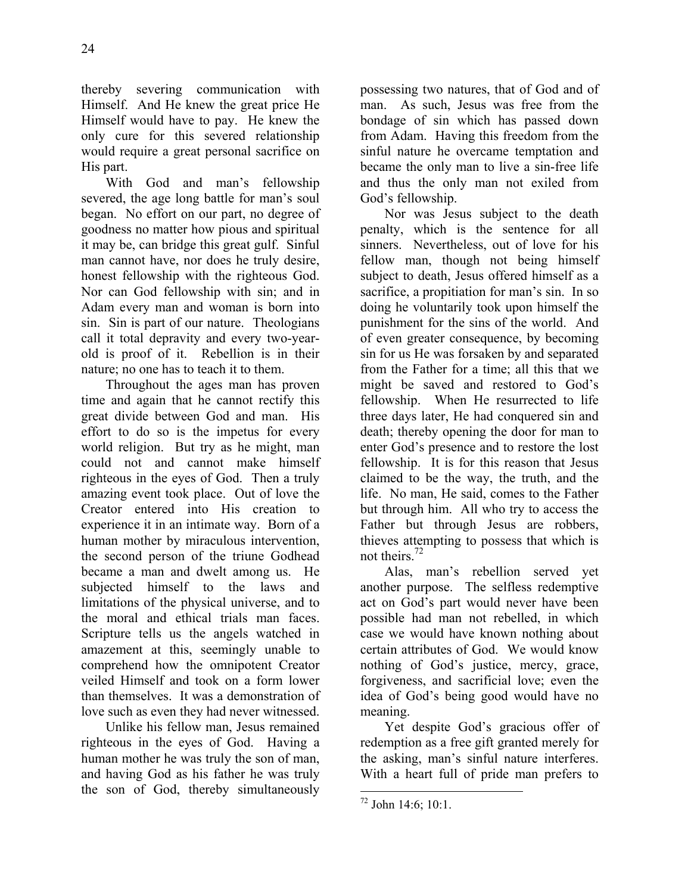thereby severing communication with Himself. And He knew the great price He Himself would have to pay. He knew the only cure for this severed relationship would require a great personal sacrifice on His part.

With God and man's fellowship severed, the age long battle for man's soul began. No effort on our part, no degree of goodness no matter how pious and spiritual it may be, can bridge this great gulf. Sinful man cannot have, nor does he truly desire, honest fellowship with the righteous God. Nor can God fellowship with sin; and in Adam every man and woman is born into sin. Sin is part of our nature. Theologians call it total depravity and every two-year-old is proof of it. Rebellion is in their nature; no one has to teach it to them.

Throughout the ages man has proven time and again that he cannot rectify this great divide between God and man. His effort to do so is the impetus for every world religion. But try as he might, man could not and cannot make himself righteous in the eyes of God. Then a truly amazing event took place. Out of love the Creator entered into His creation to experience it in an intimate way. Born of a human mother by miraculous intervention, the second person of the triune Godhead became a man and dwelt among us. He subjected himself to the laws and limitations of the physical universe, and to the moral and ethical trials man faces. Scripture tells us the angels watched in amazement at this, seemingly unable to comprehend how the omnipotent Creator veiled Himself and took on a form lower than themselves. It was a demonstration of love such as even they had never witnessed.

Unlike his fellow man, Jesus remained righteous in the eyes of God. Having a human mother he was truly the son of man, and having God as his father he was truly the son of God, thereby simultaneously possessing two natures, that of God and of man. As such, Jesus was free from the bondage of sin which has passed down from Adam. Having this freedom from the sinful nature he overcame temptation and became the only man to live a sin-free life and thus the only man not exiled from God's fellowship.

Nor was Jesus subject to the death penalty, which is the sentence for all sinners. Nevertheless, out of love for his fellow man, though not being himself subject to death, Jesus offered himself as a sacrifice, a propitiation for man's sin. In so doing he voluntarily took upon himself the punishment for the sins of the world. And of even greater consequence, by becoming sin for us He was forsaken by and separated from the Father for a time; all this that we might be saved and restored to God's fellowship. When He resurrected to life three days later, He had conquered sin and death; thereby opening the door for man to enter God's presence and to restore the lost fellowship. It is for this reason that Jesus claimed to be the way, the truth, and the life. No man, He said, comes to the Father but through him. All who try to access the Father but through Jesus are robbers, thieves attempting to possess that which is not theirs.[72]

Alas, man's rebellion served yet another purpose. The selfless redemptive act on God's part would never have been possible had man not rebelled, in which case we would have known nothing about certain attributes of God. We would know nothing of God's justice, mercy, grace, forgiveness, and sacrificial love; even the idea of God's being good would have no meaning.

Yet despite God's gracious offer of redemption as a free gift granted merely for the asking, man's sinful nature interferes. With a heart full of pride man prefers to

---

[72] John 14:6; 10:1.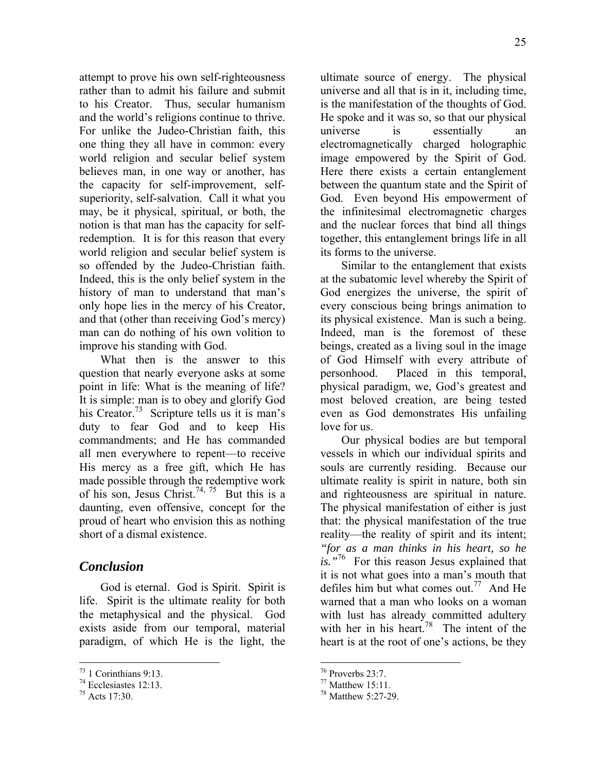attempt to prove his own self-righteousness rather than to admit his failure and submit to his Creator. Thus, secular humanism and the world's religions continue to thrive. For unlike the Judeo-Christian faith, this one thing they all have in common: every world religion and secular belief system believes man, in one way or another, has the capacity for self-improvement, self-superiority, self-salvation. Call it what you may, be it physical, spiritual, or both, the notion is that man has the capacity for self-redemption. It is for this reason that every world religion and secular belief system is so offended by the Judeo-Christian faith. Indeed, this is the only belief system in the history of man to understand that man's only hope lies in the mercy of his Creator, and that (other than receiving God's mercy) man can do nothing of his own volition to improve his standing with God.

What then is the answer to this question that nearly everyone asks at some point in life: What is the meaning of life? It is simple: man is to obey and glorify God his Creator.[73] Scripture tells us it is man's duty to fear God and to keep His commandments; and He has commanded all men everywhere to repent—to receive His mercy as a free gift, which He has made possible through the redemptive work of his son, Jesus Christ.[74, 75] But this is a daunting, even offensive, concept for the proud of heart who envision this as nothing short of a dismal existence.

## *Conclusion*

God is eternal. God is Spirit. Spirit is life. Spirit is the ultimate reality for both the metaphysical and the physical. God exists aside from our temporal, material paradigm, of which He is the light, the ultimate source of energy. The physical universe and all that is in it, including time, is the manifestation of the thoughts of God. He spoke and it was so, so that our physical universe is essentially an electromagnetically charged holographic image empowered by the Spirit of God. Here there exists a certain entanglement between the quantum state and the Spirit of God. Even beyond His empowerment of the infinitesimal electromagnetic charges and the nuclear forces that bind all things together, this entanglement brings life in all its forms to the universe.

Similar to the entanglement that exists at the subatomic level whereby the Spirit of God energizes the universe, the spirit of every conscious being brings animation to its physical existence. Man is such a being. Indeed, man is the foremost of these beings, created as a living soul in the image of God Himself with every attribute of personhood. Placed in this temporal, physical paradigm, we, God's greatest and most beloved creation, are being tested even as God demonstrates His unfailing love for us.

Our physical bodies are but temporal vessels in which our individual spirits and souls are currently residing. Because our ultimate reality is spirit in nature, both sin and righteousness are spiritual in nature. The physical manifestation of either is just that: the physical manifestation of the true reality—the reality of spirit and its intent; *"for as a man thinks in his heart, so he is."*[76] For this reason Jesus explained that it is not what goes into a man's mouth that defiles him but what comes out.[77] And He warned that a man who looks on a woman with lust has already committed adultery with her in his heart.[78] The intent of the heart is at the root of one's actions, be they

---

[73] 1 Corinthians 9:13.
[74] Ecclesiastes 12:13.
[75] Acts 17:30.
[76] Proverbs 23:7.
[77] Matthew 15:11.
[78] Matthew 5:27-29.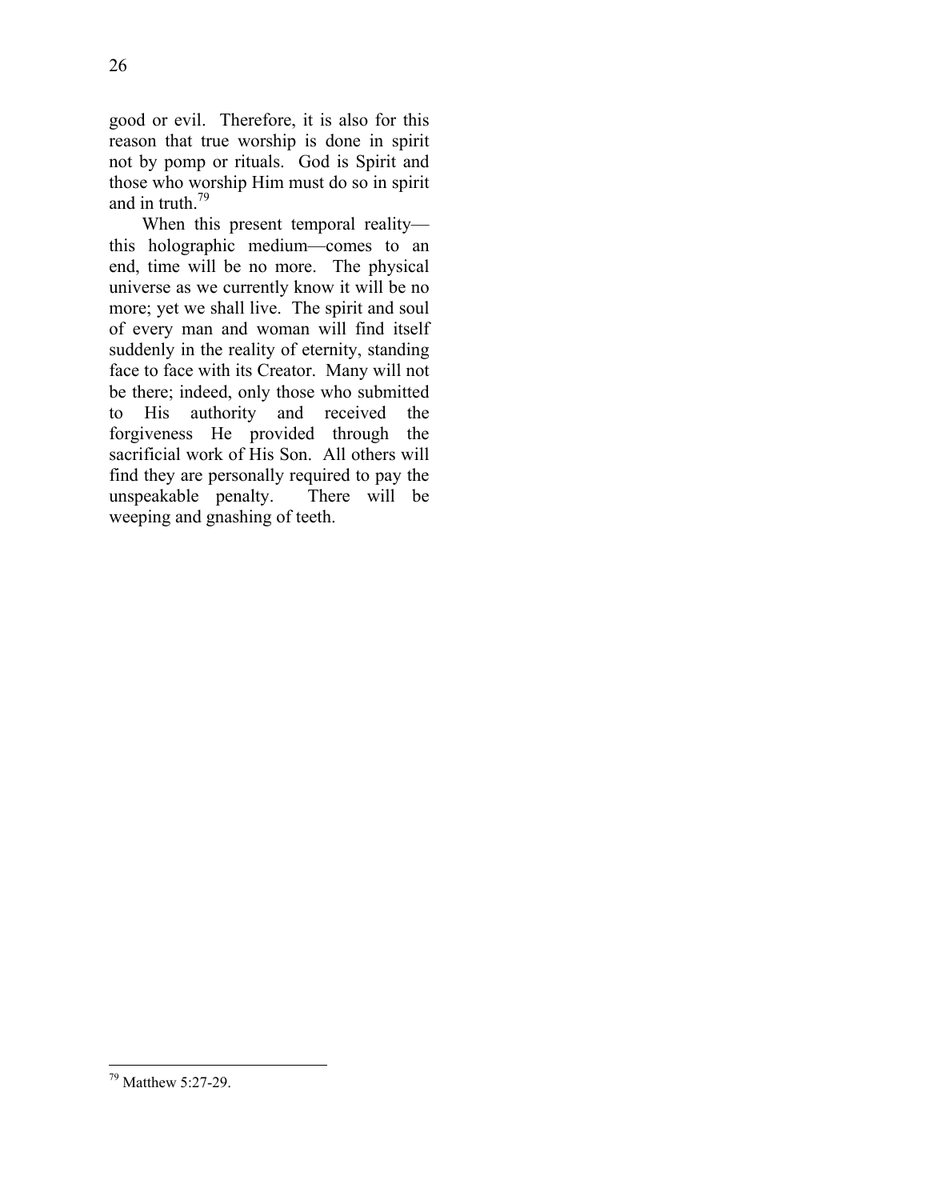good or evil. Therefore, it is also for this reason that true worship is done in spirit not by pomp or rituals. God is Spirit and those who worship Him must do so in spirit and in truth.[79]

When this present temporal reality—this holographic medium—comes to an end, time will be no more. The physical universe as we currently know it will be no more; yet we shall live. The spirit and soul of every man and woman will find itself suddenly in the reality of eternity, standing face to face with its Creator. Many will not be there; indeed, only those who submitted to His authority and received the forgiveness He provided through the sacrificial work of His Son. All others will find they are personally required to pay the unspeakable penalty. There will be weeping and gnashing of teeth.

---

[79] Matthew 5:27-29.